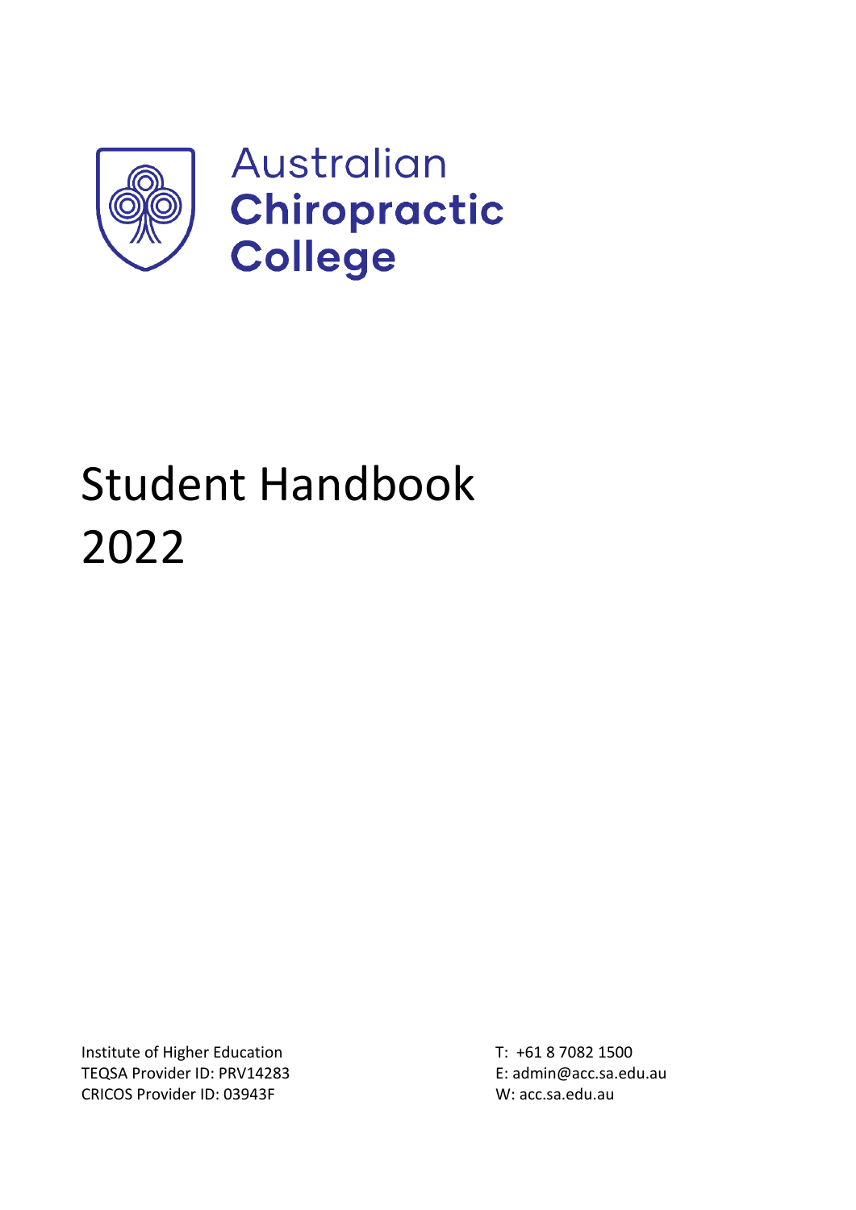Australian
**Chiropractic**
**College**

# Student Handbook 2022

Institute of Higher Education
TEQSA Provider ID: PRV14283
CRICOS Provider ID: 03943F

T: +61 8 7082 1500
E: admin@acc.sa.edu.au
W: acc.sa.edu.au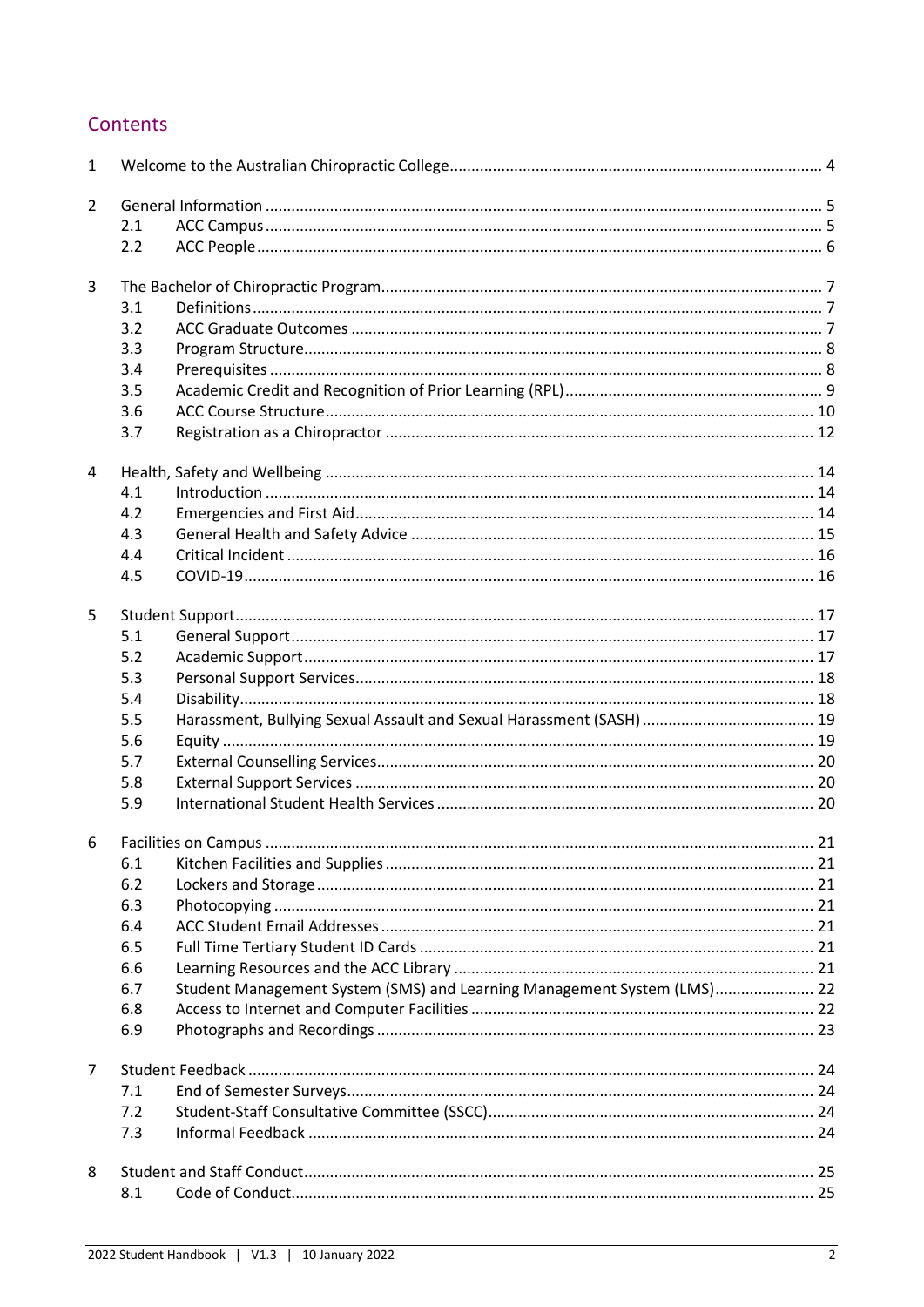## Contents

1 Welcome to the Australian Chiropractic College ..... 4

2 General Information ..... 5
- 2.1 ACC Campus ..... 5
- 2.2 ACC People ..... 6

3 The Bachelor of Chiropractic Program ..... 7
- 3.1 Definitions ..... 7
- 3.2 ACC Graduate Outcomes ..... 7
- 3.3 Program Structure ..... 8
- 3.4 Prerequisites ..... 8
- 3.5 Academic Credit and Recognition of Prior Learning (RPL) ..... 9
- 3.6 ACC Course Structure ..... 10
- 3.7 Registration as a Chiropractor ..... 12

4 Health, Safety and Wellbeing ..... 14
- 4.1 Introduction ..... 14
- 4.2 Emergencies and First Aid ..... 14
- 4.3 General Health and Safety Advice ..... 15
- 4.4 Critical Incident ..... 16
- 4.5 COVID-19 ..... 16

5 Student Support ..... 17
- 5.1 General Support ..... 17
- 5.2 Academic Support ..... 17
- 5.3 Personal Support Services ..... 18
- 5.4 Disability ..... 18
- 5.5 Harassment, Bullying Sexual Assault and Sexual Harassment (SASH) ..... 19
- 5.6 Equity ..... 19
- 5.7 External Counselling Services ..... 20
- 5.8 External Support Services ..... 20
- 5.9 International Student Health Services ..... 20

6 Facilities on Campus ..... 21
- 6.1 Kitchen Facilities and Supplies ..... 21
- 6.2 Lockers and Storage ..... 21
- 6.3 Photocopying ..... 21
- 6.4 ACC Student Email Addresses ..... 21
- 6.5 Full Time Tertiary Student ID Cards ..... 21
- 6.6 Learning Resources and the ACC Library ..... 21
- 6.7 Student Management System (SMS) and Learning Management System (LMS) ..... 22
- 6.8 Access to Internet and Computer Facilities ..... 22
- 6.9 Photographs and Recordings ..... 23

7 Student Feedback ..... 24
- 7.1 End of Semester Surveys ..... 24
- 7.2 Student-Staff Consultative Committee (SSCC) ..... 24
- 7.3 Informal Feedback ..... 24

8 Student and Staff Conduct ..... 25
- 8.1 Code of Conduct ..... 25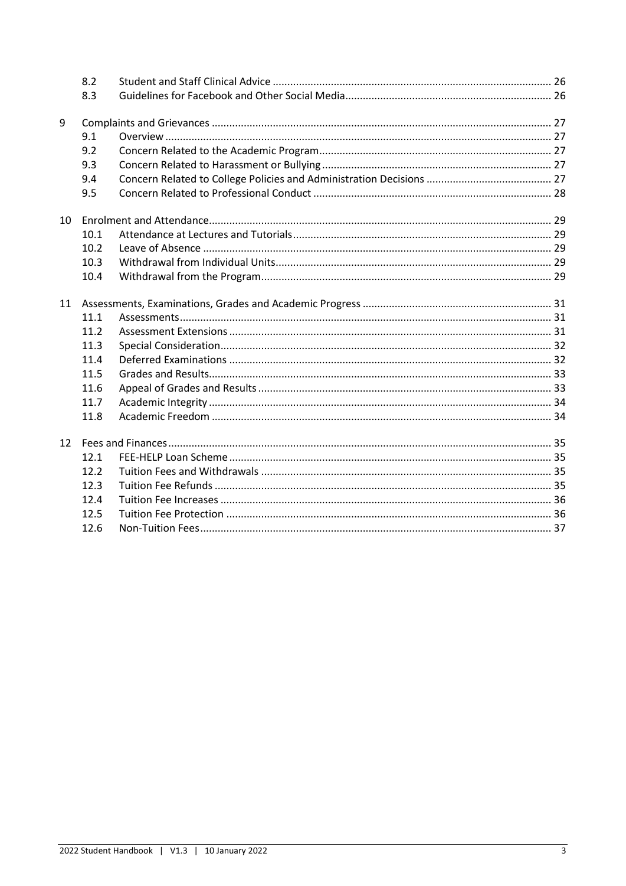| | | | |
|---|---|---|---|
| | 8.2 | Student and Staff Clinical Advice | 26 |
| | 8.3 | Guidelines for Facebook and Other Social Media | 26 |
| 9 | | Complaints and Grievances | 27 |
| | 9.1 | Overview | 27 |
| | 9.2 | Concern Related to the Academic Program | 27 |
| | 9.3 | Concern Related to Harassment or Bullying | 27 |
| | 9.4 | Concern Related to College Policies and Administration Decisions | 27 |
| | 9.5 | Concern Related to Professional Conduct | 28 |
| 10 | | Enrolment and Attendance | 29 |
| | 10.1 | Attendance at Lectures and Tutorials | 29 |
| | 10.2 | Leave of Absence | 29 |
| | 10.3 | Withdrawal from Individual Units | 29 |
| | 10.4 | Withdrawal from the Program | 29 |
| 11 | | Assessments, Examinations, Grades and Academic Progress | 31 |
| | 11.1 | Assessments | 31 |
| | 11.2 | Assessment Extensions | 31 |
| | 11.3 | Special Consideration | 32 |
| | 11.4 | Deferred Examinations | 32 |
| | 11.5 | Grades and Results | 33 |
| | 11.6 | Appeal of Grades and Results | 33 |
| | 11.7 | Academic Integrity | 34 |
| | 11.8 | Academic Freedom | 34 |
| 12 | | Fees and Finances | 35 |
| | 12.1 | FEE-HELP Loan Scheme | 35 |
| | 12.2 | Tuition Fees and Withdrawals | 35 |
| | 12.3 | Tuition Fee Refunds | 35 |
| | 12.4 | Tuition Fee Increases | 36 |
| | 12.5 | Tuition Fee Protection | 36 |
| | 12.6 | Non-Tuition Fees | 37 |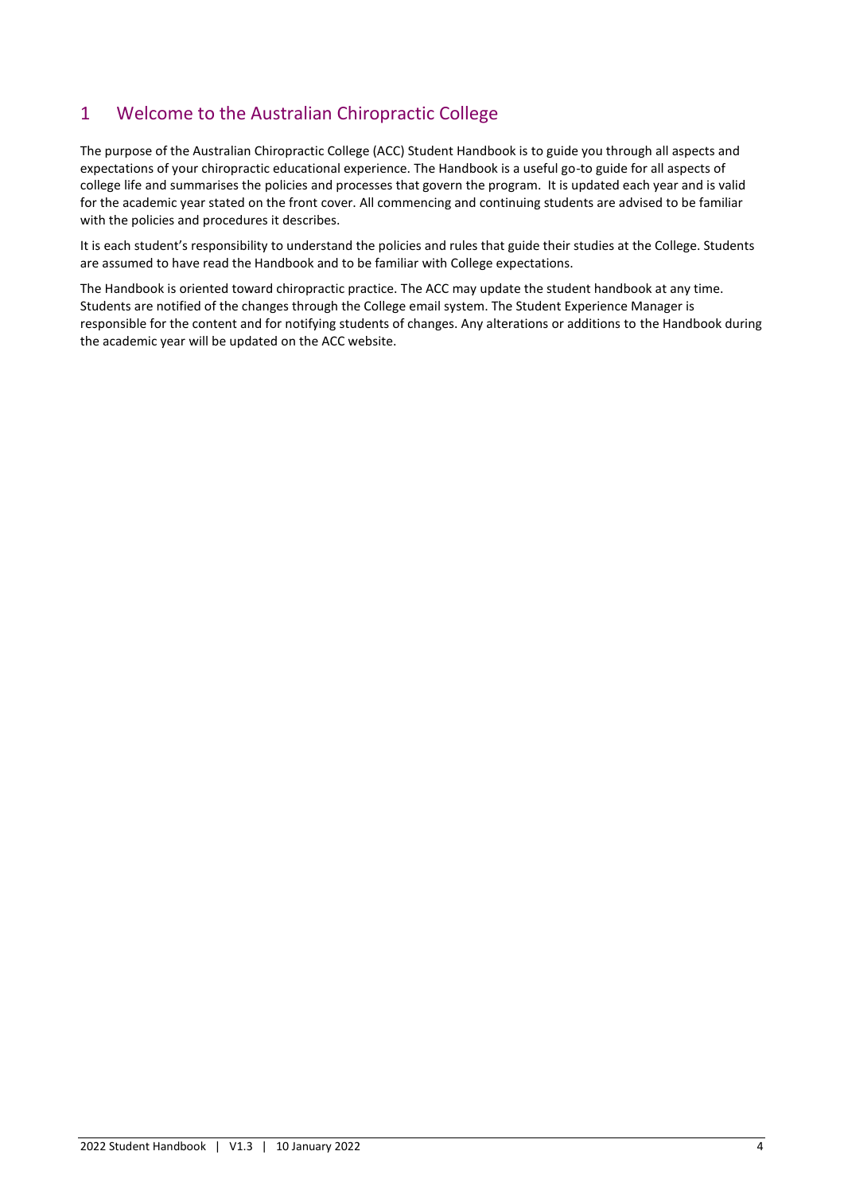# 1 Welcome to the Australian Chiropractic College

The purpose of the Australian Chiropractic College (ACC) Student Handbook is to guide you through all aspects and expectations of your chiropractic educational experience. The Handbook is a useful go-to guide for all aspects of college life and summarises the policies and processes that govern the program. It is updated each year and is valid for the academic year stated on the front cover. All commencing and continuing students are advised to be familiar with the policies and procedures it describes.

It is each student's responsibility to understand the policies and rules that guide their studies at the College. Students are assumed to have read the Handbook and to be familiar with College expectations.

The Handbook is oriented toward chiropractic practice. The ACC may update the student handbook at any time. Students are notified of the changes through the College email system. The Student Experience Manager is responsible for the content and for notifying students of changes. Any alterations or additions to the Handbook during the academic year will be updated on the ACC website.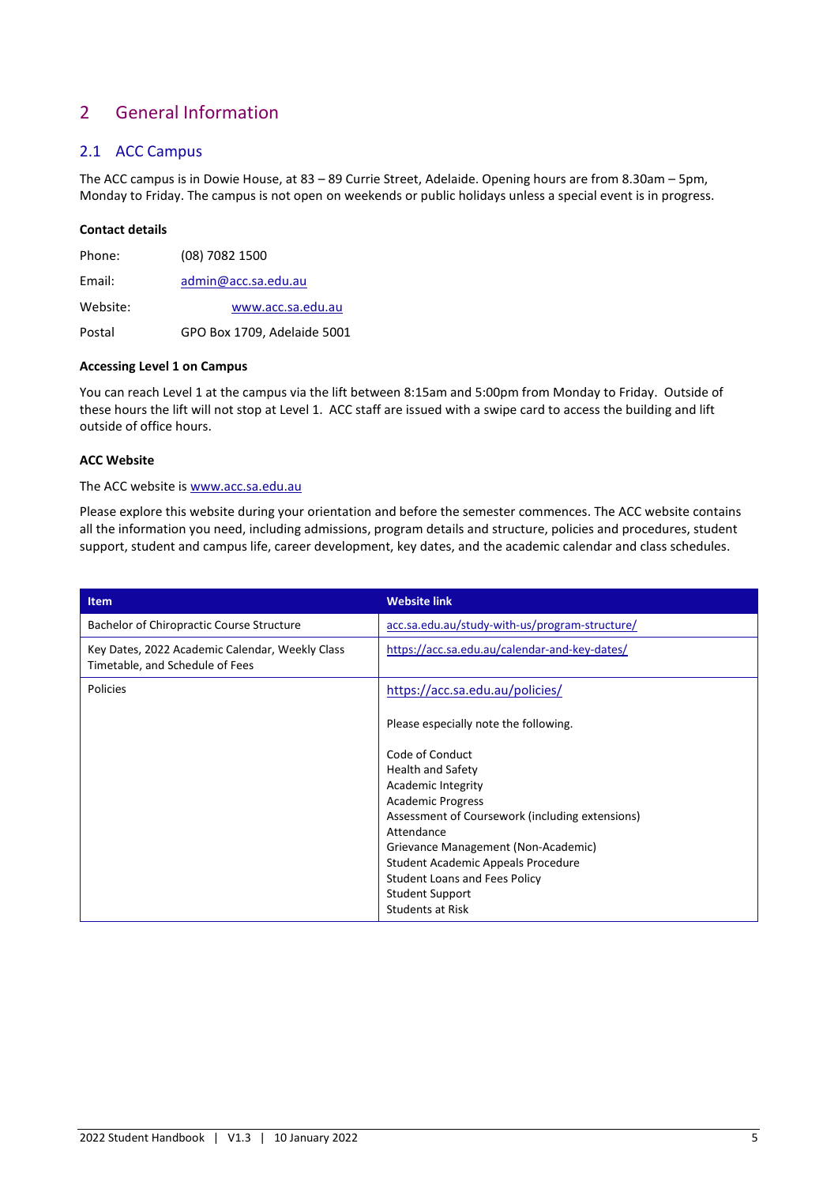# 2 General Information

## 2.1 ACC Campus

The ACC campus is in Dowie House, at 83 – 89 Currie Street, Adelaide. Opening hours are from 8.30am – 5pm, Monday to Friday. The campus is not open on weekends or public holidays unless a special event is in progress.

**Contact details**

| | |
|---|---|
| Phone: | (08) 7082 1500 |
| Email: | admin@acc.sa.edu.au |
| Website: | www.acc.sa.edu.au |
| Postal | GPO Box 1709, Adelaide 5001 |

**Accessing Level 1 on Campus**

You can reach Level 1 at the campus via the lift between 8:15am and 5:00pm from Monday to Friday. Outside of these hours the lift will not stop at Level 1. ACC staff are issued with a swipe card to access the building and lift outside of office hours.

**ACC Website**

The ACC website is www.acc.sa.edu.au

Please explore this website during your orientation and before the semester commences. The ACC website contains all the information you need, including admissions, program details and structure, policies and procedures, student support, student and campus life, career development, key dates, and the academic calendar and class schedules.

| Item | Website link |
|---|---|
| Bachelor of Chiropractic Course Structure | acc.sa.edu.au/study-with-us/program-structure/ |
| Key Dates, 2022 Academic Calendar, Weekly Class Timetable, and Schedule of Fees | https://acc.sa.edu.au/calendar-and-key-dates/ |
| Policies | https://acc.sa.edu.au/policies/<br><br>Please especially note the following.<br><br>Code of Conduct<br>Health and Safety<br>Academic Integrity<br>Academic Progress<br>Assessment of Coursework (including extensions)<br>Attendance<br>Grievance Management (Non-Academic)<br>Student Academic Appeals Procedure<br>Student Loans and Fees Policy<br>Student Support<br>Students at Risk |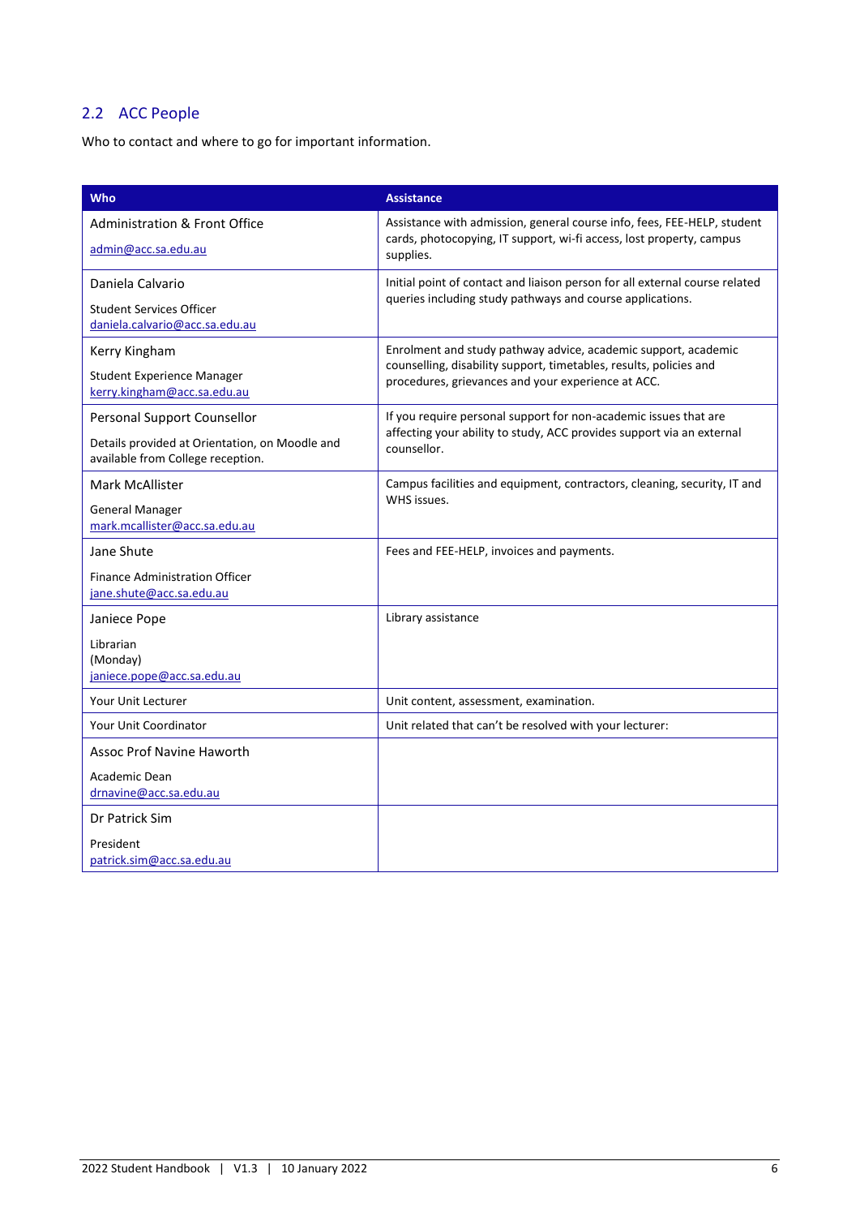## 2.2 ACC People

Who to contact and where to go for important information.

| Who | Assistance |
|---|---|
| Administration & Front Office<br><br>admin@acc.sa.edu.au | Assistance with admission, general course info, fees, FEE-HELP, student cards, photocopying, IT support, wi-fi access, lost property, campus supplies. |
| Daniela Calvario<br><br>Student Services Officer<br>daniela.calvario@acc.sa.edu.au | Initial point of contact and liaison person for all external course related queries including study pathways and course applications. |
| Kerry Kingham<br><br>Student Experience Manager<br>kerry.kingham@acc.sa.edu.au | Enrolment and study pathway advice, academic support, academic counselling, disability support, timetables, results, policies and procedures, grievances and your experience at ACC. |
| Personal Support Counsellor<br><br>Details provided at Orientation, on Moodle and available from College reception. | If you require personal support for non-academic issues that are affecting your ability to study, ACC provides support via an external counsellor. |
| Mark McAllister<br><br>General Manager<br>mark.mcallister@acc.sa.edu.au | Campus facilities and equipment, contractors, cleaning, security, IT and WHS issues. |
| Jane Shute<br><br>Finance Administration Officer<br>jane.shute@acc.sa.edu.au | Fees and FEE-HELP, invoices and payments. |
| Janiece Pope<br><br>Librarian<br>(Monday)<br>janiece.pope@acc.sa.edu.au | Library assistance |
| Your Unit Lecturer | Unit content, assessment, examination. |
| Your Unit Coordinator | Unit related that can't be resolved with your lecturer: |
| Assoc Prof Navine Haworth<br><br>Academic Dean<br>drnavine@acc.sa.edu.au | |
| Dr Patrick Sim<br><br>President<br>patrick.sim@acc.sa.edu.au | |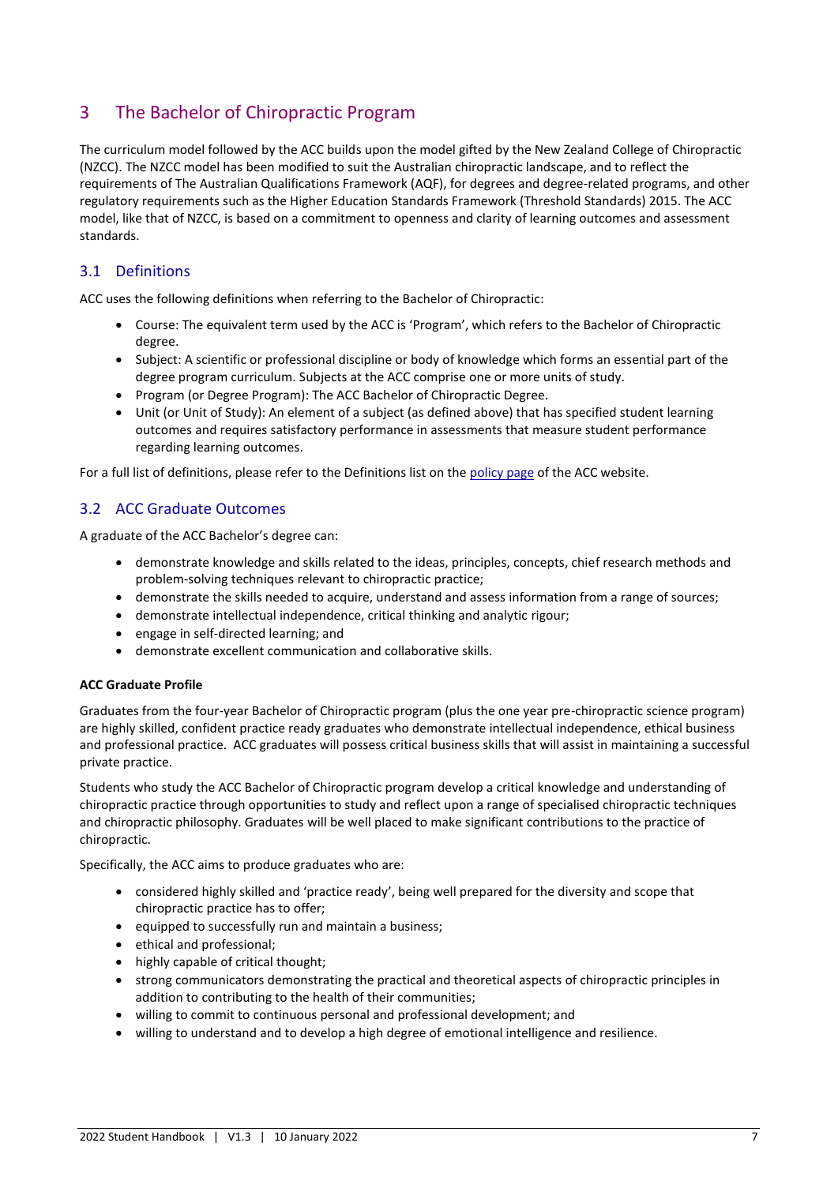# 3 The Bachelor of Chiropractic Program

The curriculum model followed by the ACC builds upon the model gifted by the New Zealand College of Chiropractic (NZCC). The NZCC model has been modified to suit the Australian chiropractic landscape, and to reflect the requirements of The Australian Qualifications Framework (AQF), for degrees and degree-related programs, and other regulatory requirements such as the Higher Education Standards Framework (Threshold Standards) 2015. The ACC model, like that of NZCC, is based on a commitment to openness and clarity of learning outcomes and assessment standards.

## 3.1 Definitions

ACC uses the following definitions when referring to the Bachelor of Chiropractic:

- Course: The equivalent term used by the ACC is 'Program', which refers to the Bachelor of Chiropractic degree.
- Subject: A scientific or professional discipline or body of knowledge which forms an essential part of the degree program curriculum. Subjects at the ACC comprise one or more units of study.
- Program (or Degree Program): The ACC Bachelor of Chiropractic Degree.
- Unit (or Unit of Study): An element of a subject (as defined above) that has specified student learning outcomes and requires satisfactory performance in assessments that measure student performance regarding learning outcomes.

For a full list of definitions, please refer to the Definitions list on the policy page of the ACC website.

## 3.2 ACC Graduate Outcomes

A graduate of the ACC Bachelor's degree can:

- demonstrate knowledge and skills related to the ideas, principles, concepts, chief research methods and problem-solving techniques relevant to chiropractic practice;
- demonstrate the skills needed to acquire, understand and assess information from a range of sources;
- demonstrate intellectual independence, critical thinking and analytic rigour;
- engage in self-directed learning; and
- demonstrate excellent communication and collaborative skills.

**ACC Graduate Profile**

Graduates from the four-year Bachelor of Chiropractic program (plus the one year pre-chiropractic science program) are highly skilled, confident practice ready graduates who demonstrate intellectual independence, ethical business and professional practice. ACC graduates will possess critical business skills that will assist in maintaining a successful private practice.

Students who study the ACC Bachelor of Chiropractic program develop a critical knowledge and understanding of chiropractic practice through opportunities to study and reflect upon a range of specialised chiropractic techniques and chiropractic philosophy. Graduates will be well placed to make significant contributions to the practice of chiropractic.

Specifically, the ACC aims to produce graduates who are:

- considered highly skilled and 'practice ready', being well prepared for the diversity and scope that chiropractic practice has to offer;
- equipped to successfully run and maintain a business;
- ethical and professional;
- highly capable of critical thought;
- strong communicators demonstrating the practical and theoretical aspects of chiropractic principles in addition to contributing to the health of their communities;
- willing to commit to continuous personal and professional development; and
- willing to understand and to develop a high degree of emotional intelligence and resilience.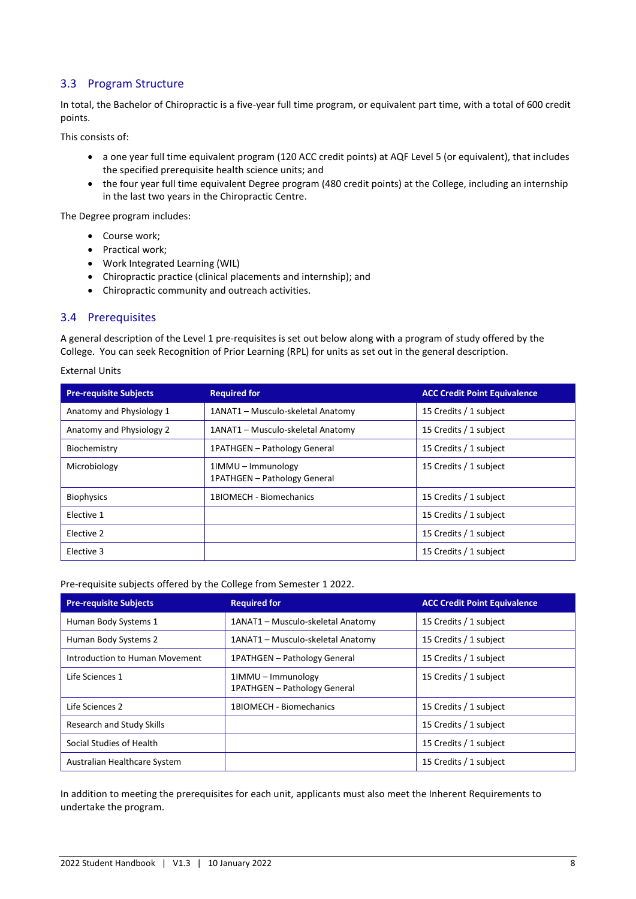## 3.3 Program Structure

In total, the Bachelor of Chiropractic is a five-year full time program, or equivalent part time, with a total of 600 credit points.

This consists of:

- a one year full time equivalent program (120 ACC credit points) at AQF Level 5 (or equivalent), that includes the specified prerequisite health science units; and
- the four year full time equivalent Degree program (480 credit points) at the College, including an internship in the last two years in the Chiropractic Centre.

The Degree program includes:

- Course work;
- Practical work;
- Work Integrated Learning (WIL)
- Chiropractic practice (clinical placements and internship); and
- Chiropractic community and outreach activities.

## 3.4 Prerequisites

A general description of the Level 1 pre-requisites is set out below along with a program of study offered by the College. You can seek Recognition of Prior Learning (RPL) for units as set out in the general description.

External Units

| Pre-requisite Subjects | Required for | ACC Credit Point Equivalence |
|---|---|---|
| Anatomy and Physiology 1 | 1ANAT1 – Musculo-skeletal Anatomy | 15 Credits / 1 subject |
| Anatomy and Physiology 2 | 1ANAT1 – Musculo-skeletal Anatomy | 15 Credits / 1 subject |
| Biochemistry | 1PATHGEN – Pathology General | 15 Credits / 1 subject |
| Microbiology | 1IMMU – Immunology<br>1PATHGEN – Pathology General | 15 Credits / 1 subject |
| Biophysics | 1BIOMECH - Biomechanics | 15 Credits / 1 subject |
| Elective 1 | | 15 Credits / 1 subject |
| Elective 2 | | 15 Credits / 1 subject |
| Elective 3 | | 15 Credits / 1 subject |

Pre-requisite subjects offered by the College from Semester 1 2022.

| Pre-requisite Subjects | Required for | ACC Credit Point Equivalence |
|---|---|---|
| Human Body Systems 1 | 1ANAT1 – Musculo-skeletal Anatomy | 15 Credits / 1 subject |
| Human Body Systems 2 | 1ANAT1 – Musculo-skeletal Anatomy | 15 Credits / 1 subject |
| Introduction to Human Movement | 1PATHGEN – Pathology General | 15 Credits / 1 subject |
| Life Sciences 1 | 1IMMU – Immunology<br>1PATHGEN – Pathology General | 15 Credits / 1 subject |
| Life Sciences 2 | 1BIOMECH - Biomechanics | 15 Credits / 1 subject |
| Research and Study Skills | | 15 Credits / 1 subject |
| Social Studies of Health | | 15 Credits / 1 subject |
| Australian Healthcare System | | 15 Credits / 1 subject |

In addition to meeting the prerequisites for each unit, applicants must also meet the Inherent Requirements to undertake the program.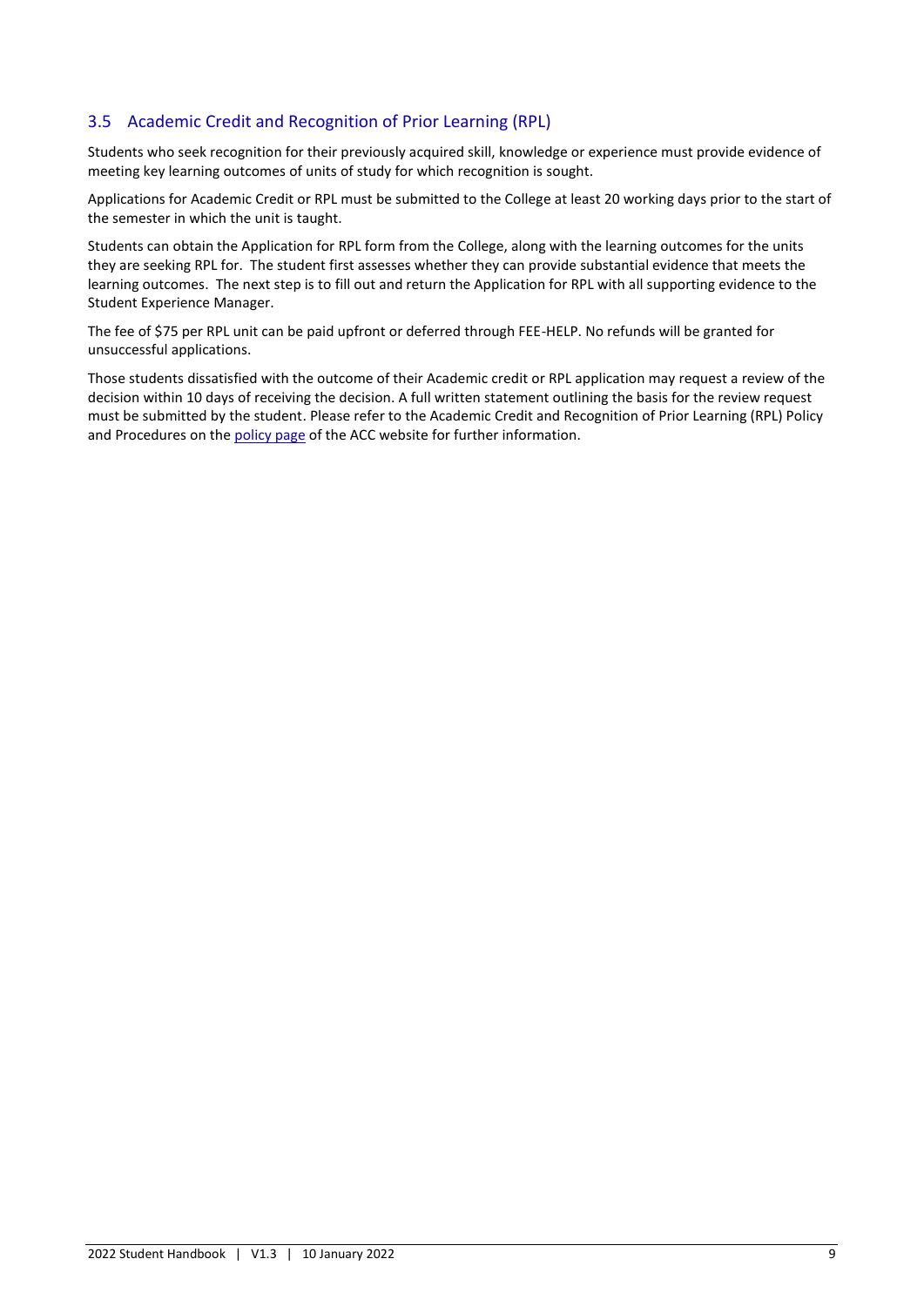## 3.5 Academic Credit and Recognition of Prior Learning (RPL)

Students who seek recognition for their previously acquired skill, knowledge or experience must provide evidence of meeting key learning outcomes of units of study for which recognition is sought.

Applications for Academic Credit or RPL must be submitted to the College at least 20 working days prior to the start of the semester in which the unit is taught.

Students can obtain the Application for RPL form from the College, along with the learning outcomes for the units they are seeking RPL for. The student first assesses whether they can provide substantial evidence that meets the learning outcomes. The next step is to fill out and return the Application for RPL with all supporting evidence to the Student Experience Manager.

The fee of $75 per RPL unit can be paid upfront or deferred through FEE-HELP. No refunds will be granted for unsuccessful applications.

Those students dissatisfied with the outcome of their Academic credit or RPL application may request a review of the decision within 10 days of receiving the decision. A full written statement outlining the basis for the review request must be submitted by the student. Please refer to the Academic Credit and Recognition of Prior Learning (RPL) Policy and Procedures on the policy page of the ACC website for further information.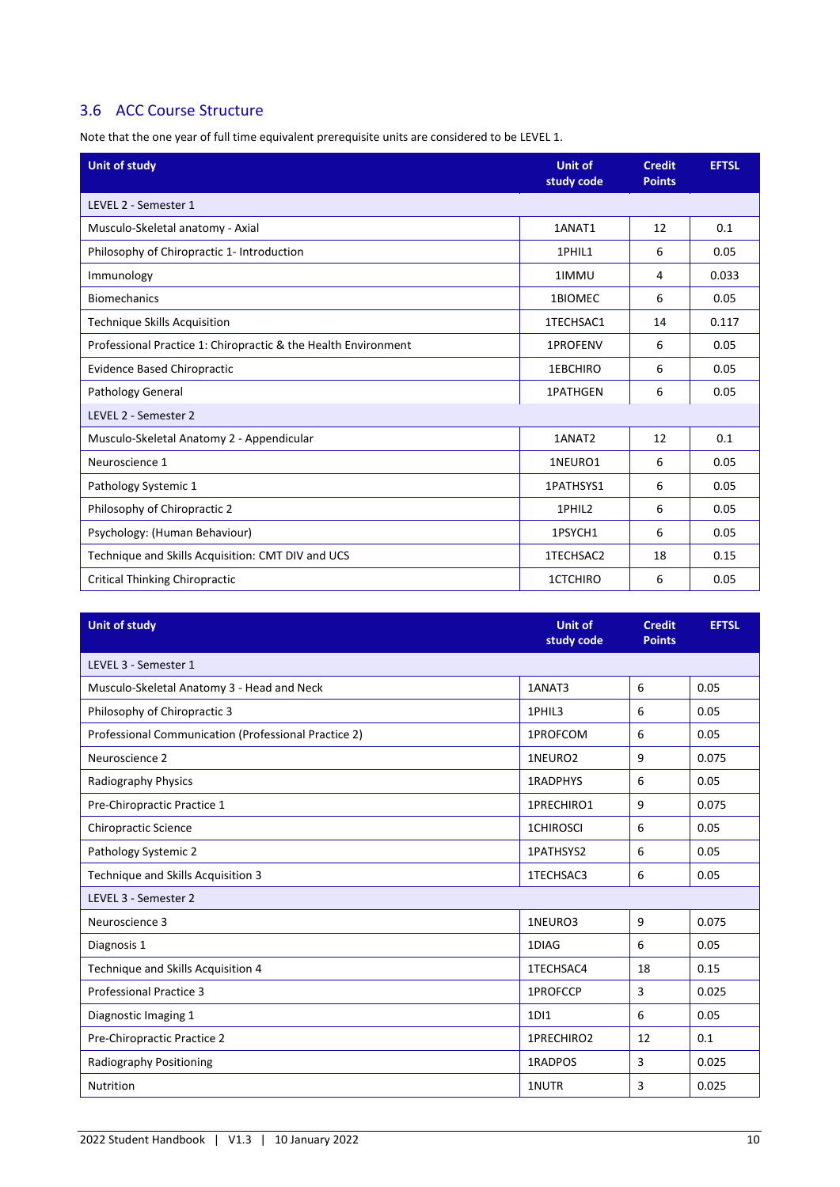## 3.6 ACC Course Structure

Note that the one year of full time equivalent prerequisite units are considered to be LEVEL 1.

| Unit of study | Unit of study code | Credit Points | EFTSL |
|---|---|---|---|
| LEVEL 2 - Semester 1 | | | |
| Musculo-Skeletal anatomy - Axial | 1ANAT1 | 12 | 0.1 |
| Philosophy of Chiropractic 1- Introduction | 1PHIL1 | 6 | 0.05 |
| Immunology | 1IMMU | 4 | 0.033 |
| Biomechanics | 1BIOMEC | 6 | 0.05 |
| Technique Skills Acquisition | 1TECHSAC1 | 14 | 0.117 |
| Professional Practice 1: Chiropractic & the Health Environment | 1PROFENV | 6 | 0.05 |
| Evidence Based Chiropractic | 1EBCHIRO | 6 | 0.05 |
| Pathology General | 1PATHGEN | 6 | 0.05 |
| LEVEL 2 - Semester 2 | | | |
| Musculo-Skeletal Anatomy 2 - Appendicular | 1ANAT2 | 12 | 0.1 |
| Neuroscience 1 | 1NEURO1 | 6 | 0.05 |
| Pathology Systemic 1 | 1PATHSYS1 | 6 | 0.05 |
| Philosophy of Chiropractic 2 | 1PHIL2 | 6 | 0.05 |
| Psychology: (Human Behaviour) | 1PSYCH1 | 6 | 0.05 |
| Technique and Skills Acquisition: CMT DIV and UCS | 1TECHSAC2 | 18 | 0.15 |
| Critical Thinking Chiropractic | 1CTCHIRO | 6 | 0.05 |

| Unit of study | Unit of study code | Credit Points | EFTSL |
|---|---|---|---|
| LEVEL 3 - Semester 1 | | | |
| Musculo-Skeletal Anatomy 3 - Head and Neck | 1ANAT3 | 6 | 0.05 |
| Philosophy of Chiropractic 3 | 1PHIL3 | 6 | 0.05 |
| Professional Communication (Professional Practice 2) | 1PROFCOM | 6 | 0.05 |
| Neuroscience 2 | 1NEURO2 | 9 | 0.075 |
| Radiography Physics | 1RADPHYS | 6 | 0.05 |
| Pre-Chiropractic Practice 1 | 1PRECHIRO1 | 9 | 0.075 |
| Chiropractic Science | 1CHIROSCI | 6 | 0.05 |
| Pathology Systemic 2 | 1PATHSYS2 | 6 | 0.05 |
| Technique and Skills Acquisition 3 | 1TECHSAC3 | 6 | 0.05 |
| LEVEL 3 - Semester 2 | | | |
| Neuroscience 3 | 1NEURO3 | 9 | 0.075 |
| Diagnosis 1 | 1DIAG | 6 | 0.05 |
| Technique and Skills Acquisition 4 | 1TECHSAC4 | 18 | 0.15 |
| Professional Practice 3 | 1PROFCCP | 3 | 0.025 |
| Diagnostic Imaging 1 | 1DI1 | 6 | 0.05 |
| Pre-Chiropractic Practice 2 | 1PRECHIRO2 | 12 | 0.1 |
| Radiography Positioning | 1RADPOS | 3 | 0.025 |
| Nutrition | 1NUTR | 3 | 0.025 |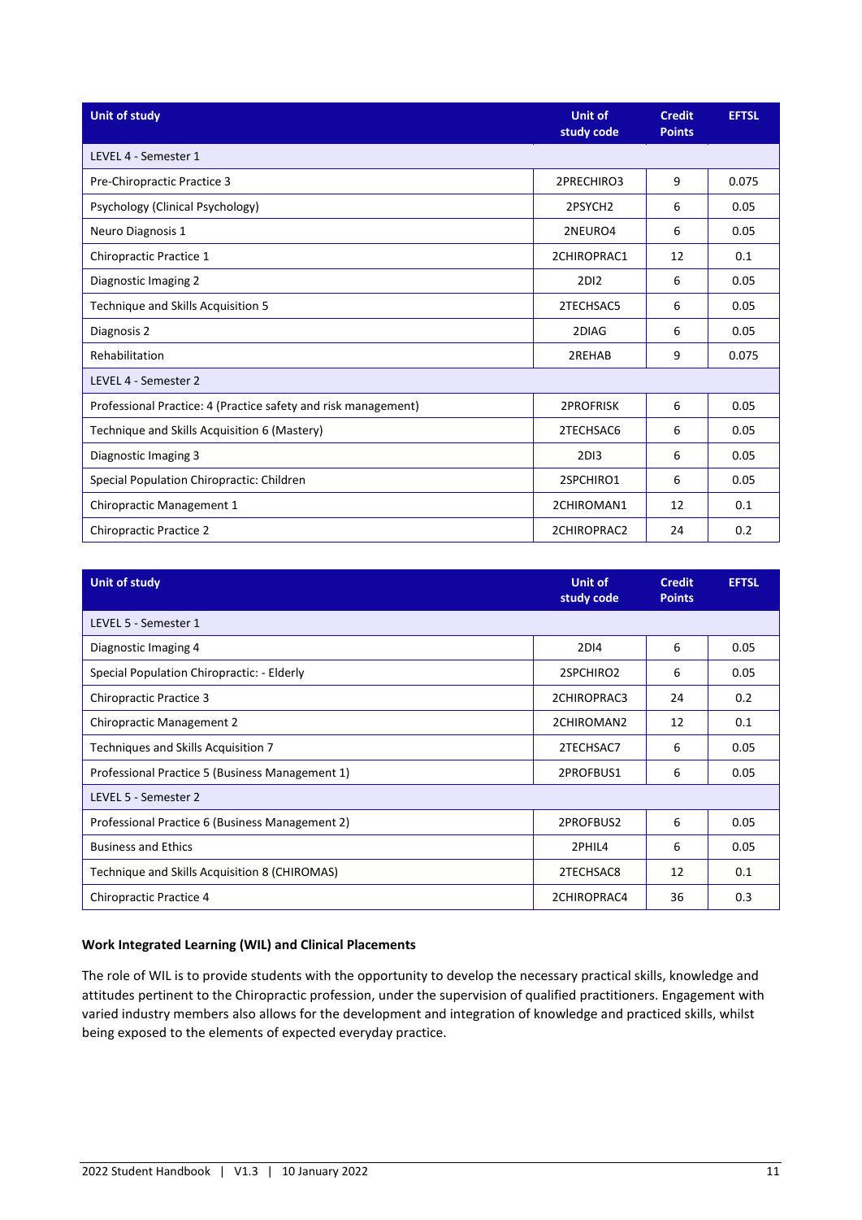| Unit of study | Unit of study code | Credit Points | EFTSL |
|---|---|---|---|
| LEVEL 4 - Semester 1 | | | |
| Pre-Chiropractic Practice 3 | 2PRECHIRO3 | 9 | 0.075 |
| Psychology (Clinical Psychology) | 2PSYCH2 | 6 | 0.05 |
| Neuro Diagnosis 1 | 2NEURO4 | 6 | 0.05 |
| Chiropractic Practice 1 | 2CHIROPRAC1 | 12 | 0.1 |
| Diagnostic Imaging 2 | 2DI2 | 6 | 0.05 |
| Technique and Skills Acquisition 5 | 2TECHSAC5 | 6 | 0.05 |
| Diagnosis 2 | 2DIAG | 6 | 0.05 |
| Rehabilitation | 2REHAB | 9 | 0.075 |
| LEVEL 4 - Semester 2 | | | |
| Professional Practice: 4 (Practice safety and risk management) | 2PROFRISK | 6 | 0.05 |
| Technique and Skills Acquisition 6 (Mastery) | 2TECHSAC6 | 6 | 0.05 |
| Diagnostic Imaging 3 | 2DI3 | 6 | 0.05 |
| Special Population Chiropractic: Children | 2SPCHIRO1 | 6 | 0.05 |
| Chiropractic Management 1 | 2CHIROMAN1 | 12 | 0.1 |
| Chiropractic Practice 2 | 2CHIROPRAC2 | 24 | 0.2 |

| Unit of study | Unit of study code | Credit Points | EFTSL |
|---|---|---|---|
| LEVEL 5 - Semester 1 | | | |
| Diagnostic Imaging 4 | 2DI4 | 6 | 0.05 |
| Special Population Chiropractic: - Elderly | 2SPCHIRO2 | 6 | 0.05 |
| Chiropractic Practice 3 | 2CHIROPRAC3 | 24 | 0.2 |
| Chiropractic Management 2 | 2CHIROMAN2 | 12 | 0.1 |
| Techniques and Skills Acquisition 7 | 2TECHSAC7 | 6 | 0.05 |
| Professional Practice 5 (Business Management 1) | 2PROFBUS1 | 6 | 0.05 |
| LEVEL 5 - Semester 2 | | | |
| Professional Practice 6 (Business Management 2) | 2PROFBUS2 | 6 | 0.05 |
| Business and Ethics | 2PHIL4 | 6 | 0.05 |
| Technique and Skills Acquisition 8 (CHIROMAS) | 2TECHSAC8 | 12 | 0.1 |
| Chiropractic Practice 4 | 2CHIROPRAC4 | 36 | 0.3 |

### Work Integrated Learning (WIL) and Clinical Placements

The role of WIL is to provide students with the opportunity to develop the necessary practical skills, knowledge and attitudes pertinent to the Chiropractic profession, under the supervision of qualified practitioners. Engagement with varied industry members also allows for the development and integration of knowledge and practiced skills, whilst being exposed to the elements of expected everyday practice.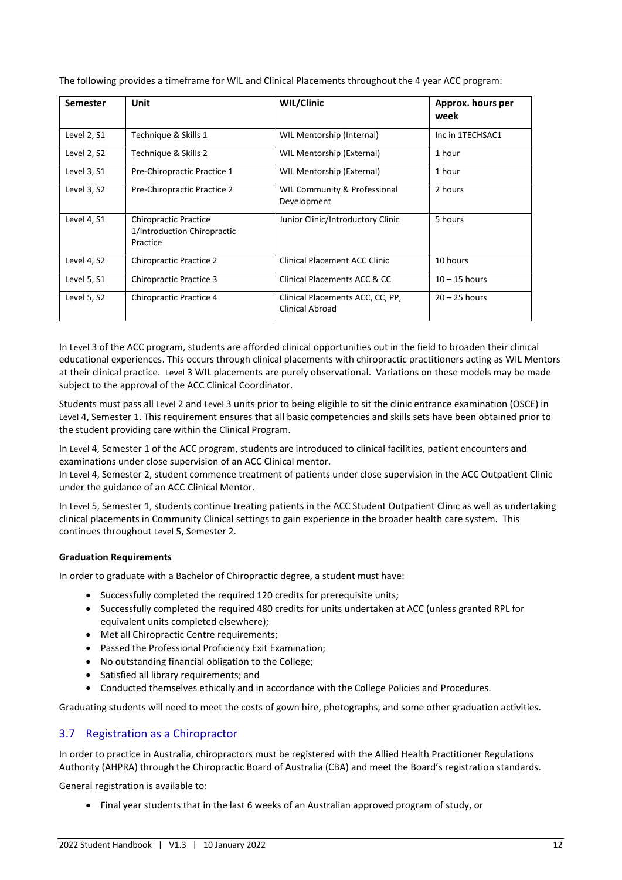The following provides a timeframe for WIL and Clinical Placements throughout the 4 year ACC program:

| Semester | Unit | WIL/Clinic | Approx. hours per week |
|---|---|---|---|
| Level 2, S1 | Technique & Skills 1 | WIL Mentorship (Internal) | Inc in 1TECHSAC1 |
| Level 2, S2 | Technique & Skills 2 | WIL Mentorship (External) | 1 hour |
| Level 3, S1 | Pre-Chiropractic Practice 1 | WIL Mentorship (External) | 1 hour |
| Level 3, S2 | Pre-Chiropractic Practice 2 | WIL Community & Professional Development | 2 hours |
| Level 4, S1 | Chiropractic Practice 1/Introduction Chiropractic Practice | Junior Clinic/Introductory Clinic | 5 hours |
| Level 4, S2 | Chiropractic Practice 2 | Clinical Placement ACC Clinic | 10 hours |
| Level 5, S1 | Chiropractic Practice 3 | Clinical Placements ACC & CC | 10 – 15 hours |
| Level 5, S2 | Chiropractic Practice 4 | Clinical Placements ACC, CC, PP, Clinical Abroad | 20 – 25 hours |

In Level 3 of the ACC program, students are afforded clinical opportunities out in the field to broaden their clinical educational experiences. This occurs through clinical placements with chiropractic practitioners acting as WIL Mentors at their clinical practice. Level 3 WIL placements are purely observational. Variations on these models may be made subject to the approval of the ACC Clinical Coordinator.

Students must pass all Level 2 and Level 3 units prior to being eligible to sit the clinic entrance examination (OSCE) in Level 4, Semester 1. This requirement ensures that all basic competencies and skills sets have been obtained prior to the student providing care within the Clinical Program.

In Level 4, Semester 1 of the ACC program, students are introduced to clinical facilities, patient encounters and examinations under close supervision of an ACC Clinical mentor.
In Level 4, Semester 2, student commence treatment of patients under close supervision in the ACC Outpatient Clinic under the guidance of an ACC Clinical Mentor.

In Level 5, Semester 1, students continue treating patients in the ACC Student Outpatient Clinic as well as undertaking clinical placements in Community Clinical settings to gain experience in the broader health care system. This continues throughout Level 5, Semester 2.

**Graduation Requirements**

In order to graduate with a Bachelor of Chiropractic degree, a student must have:

- Successfully completed the required 120 credits for prerequisite units;
- Successfully completed the required 480 credits for units undertaken at ACC (unless granted RPL for equivalent units completed elsewhere);
- Met all Chiropractic Centre requirements;
- Passed the Professional Proficiency Exit Examination;
- No outstanding financial obligation to the College;
- Satisfied all library requirements; and
- Conducted themselves ethically and in accordance with the College Policies and Procedures.

Graduating students will need to meet the costs of gown hire, photographs, and some other graduation activities.

## 3.7 Registration as a Chiropractor

In order to practice in Australia, chiropractors must be registered with the Allied Health Practitioner Regulations Authority (AHPRA) through the Chiropractic Board of Australia (CBA) and meet the Board's registration standards.

General registration is available to:

- Final year students that in the last 6 weeks of an Australian approved program of study, or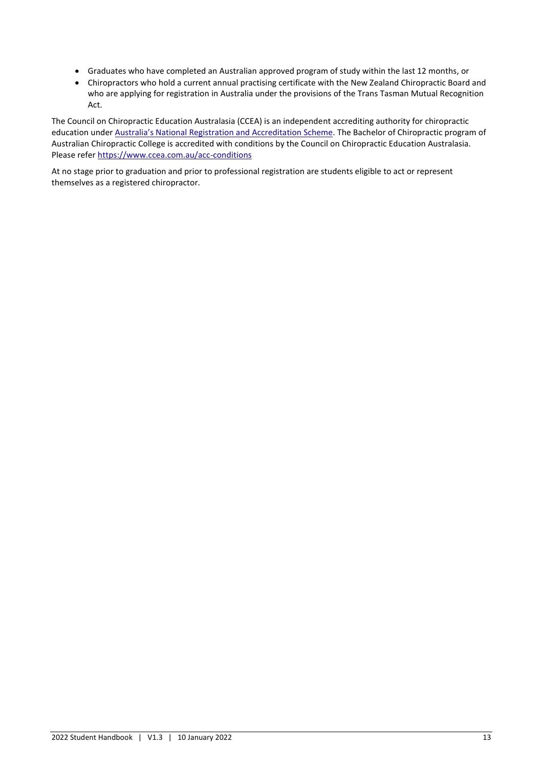- Graduates who have completed an Australian approved program of study within the last 12 months, or
- Chiropractors who hold a current annual practising certificate with the New Zealand Chiropractic Board and who are applying for registration in Australia under the provisions of the Trans Tasman Mutual Recognition Act.

The Council on Chiropractic Education Australasia (CCEA) is an independent accrediting authority for chiropractic education under Australia's National Registration and Accreditation Scheme. The Bachelor of Chiropractic program of Australian Chiropractic College is accredited with conditions by the Council on Chiropractic Education Australasia. Please refer https://www.ccea.com.au/acc-conditions

At no stage prior to graduation and prior to professional registration are students eligible to act or represent themselves as a registered chiropractor.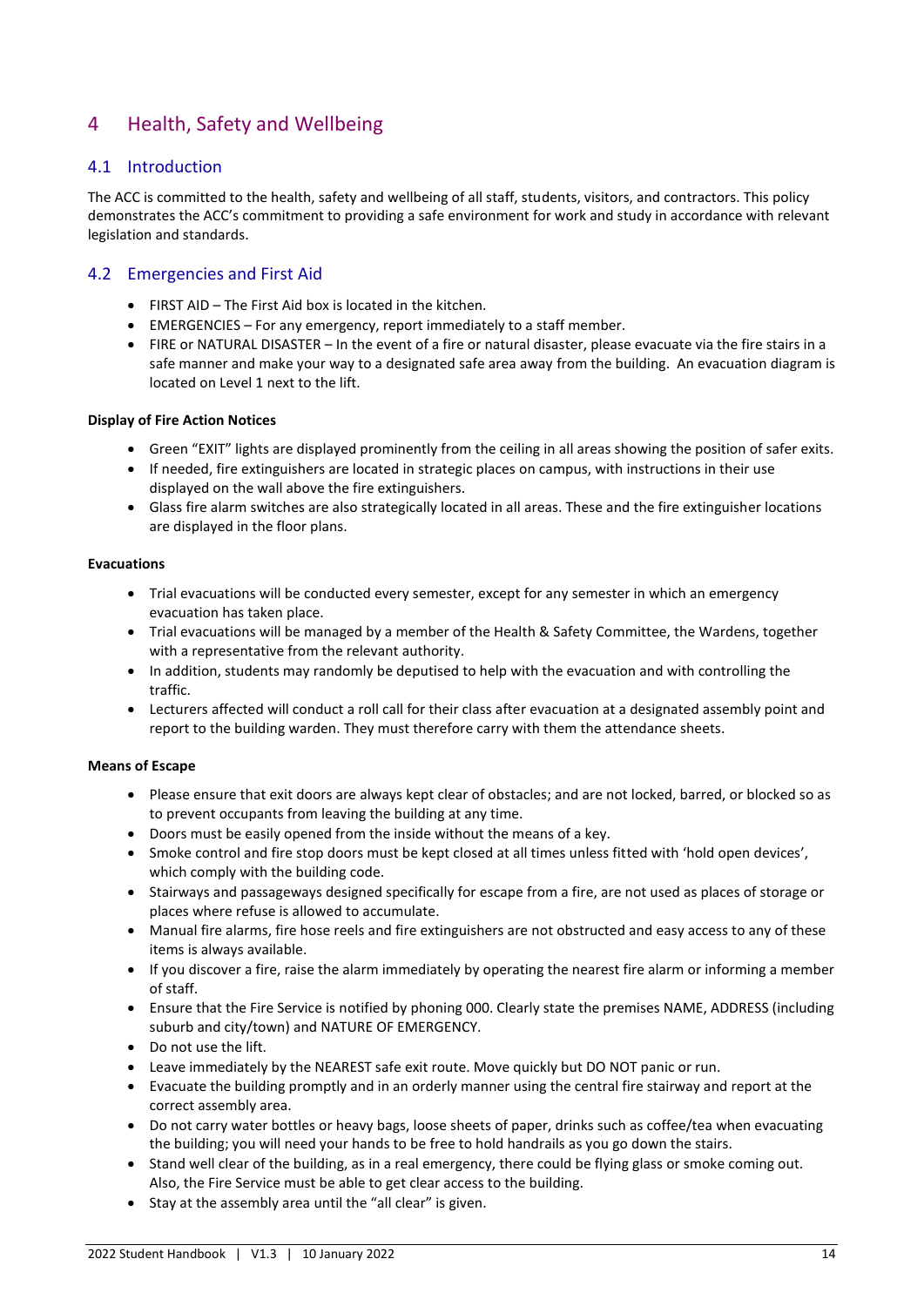# 4 Health, Safety and Wellbeing

## 4.1 Introduction

The ACC is committed to the health, safety and wellbeing of all staff, students, visitors, and contractors. This policy demonstrates the ACC's commitment to providing a safe environment for work and study in accordance with relevant legislation and standards.

## 4.2 Emergencies and First Aid

- FIRST AID – The First Aid box is located in the kitchen.
- EMERGENCIES – For any emergency, report immediately to a staff member.
- FIRE or NATURAL DISASTER – In the event of a fire or natural disaster, please evacuate via the fire stairs in a safe manner and make your way to a designated safe area away from the building. An evacuation diagram is located on Level 1 next to the lift.

**Display of Fire Action Notices**

- Green "EXIT" lights are displayed prominently from the ceiling in all areas showing the position of safer exits.
- If needed, fire extinguishers are located in strategic places on campus, with instructions in their use displayed on the wall above the fire extinguishers.
- Glass fire alarm switches are also strategically located in all areas. These and the fire extinguisher locations are displayed in the floor plans.

**Evacuations**

- Trial evacuations will be conducted every semester, except for any semester in which an emergency evacuation has taken place.
- Trial evacuations will be managed by a member of the Health & Safety Committee, the Wardens, together with a representative from the relevant authority.
- In addition, students may randomly be deputised to help with the evacuation and with controlling the traffic.
- Lecturers affected will conduct a roll call for their class after evacuation at a designated assembly point and report to the building warden. They must therefore carry with them the attendance sheets.

**Means of Escape**

- Please ensure that exit doors are always kept clear of obstacles; and are not locked, barred, or blocked so as to prevent occupants from leaving the building at any time.
- Doors must be easily opened from the inside without the means of a key.
- Smoke control and fire stop doors must be kept closed at all times unless fitted with 'hold open devices', which comply with the building code.
- Stairways and passageways designed specifically for escape from a fire, are not used as places of storage or places where refuse is allowed to accumulate.
- Manual fire alarms, fire hose reels and fire extinguishers are not obstructed and easy access to any of these items is always available.
- If you discover a fire, raise the alarm immediately by operating the nearest fire alarm or informing a member of staff.
- Ensure that the Fire Service is notified by phoning 000. Clearly state the premises NAME, ADDRESS (including suburb and city/town) and NATURE OF EMERGENCY.
- Do not use the lift.
- Leave immediately by the NEAREST safe exit route. Move quickly but DO NOT panic or run.
- Evacuate the building promptly and in an orderly manner using the central fire stairway and report at the correct assembly area.
- Do not carry water bottles or heavy bags, loose sheets of paper, drinks such as coffee/tea when evacuating the building; you will need your hands to be free to hold handrails as you go down the stairs.
- Stand well clear of the building, as in a real emergency, there could be flying glass or smoke coming out. Also, the Fire Service must be able to get clear access to the building.
- Stay at the assembly area until the "all clear" is given.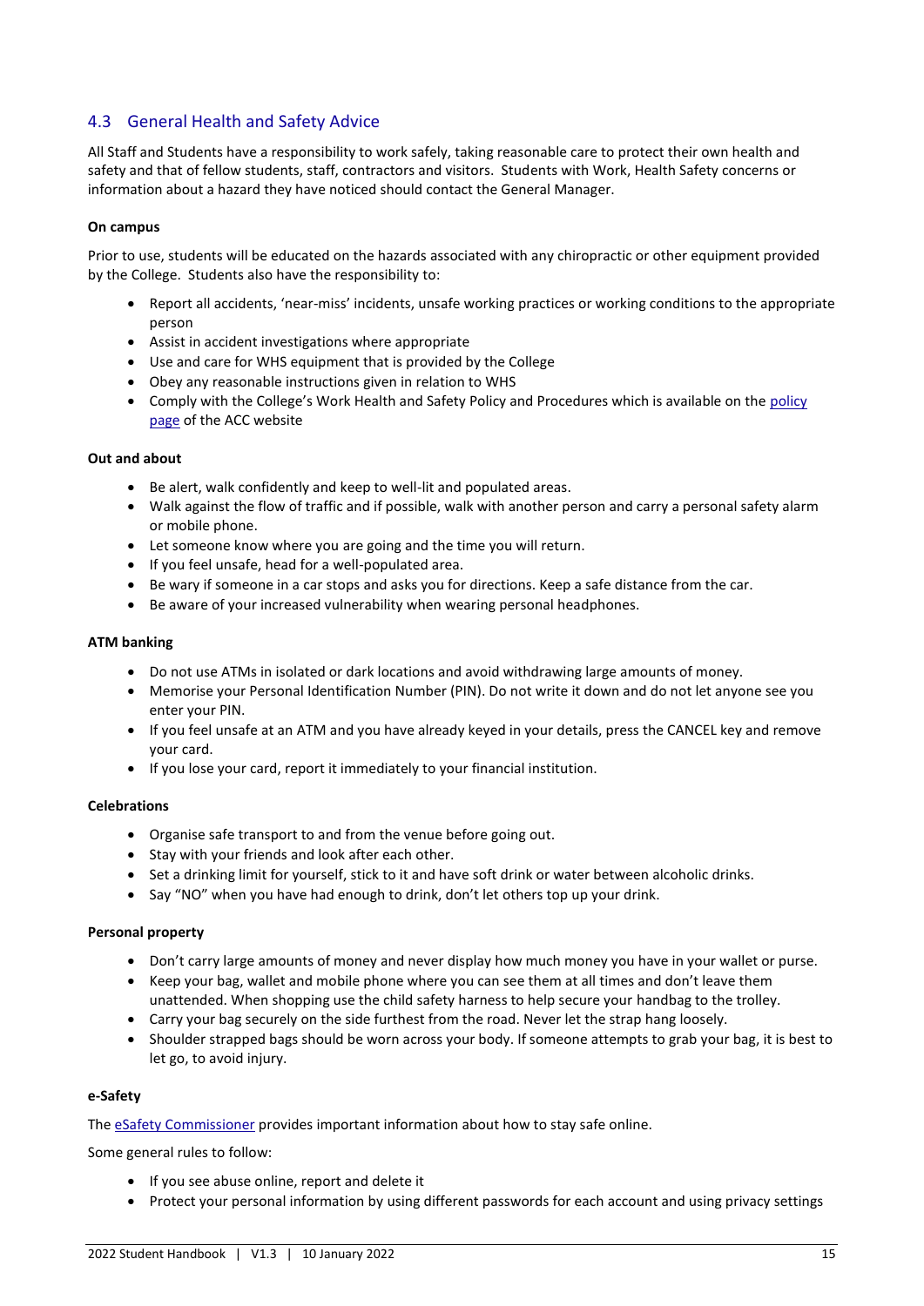## 4.3 General Health and Safety Advice

All Staff and Students have a responsibility to work safely, taking reasonable care to protect their own health and safety and that of fellow students, staff, contractors and visitors. Students with Work, Health Safety concerns or information about a hazard they have noticed should contact the General Manager.

**On campus**

Prior to use, students will be educated on the hazards associated with any chiropractic or other equipment provided by the College. Students also have the responsibility to:

- Report all accidents, 'near-miss' incidents, unsafe working practices or working conditions to the appropriate person
- Assist in accident investigations where appropriate
- Use and care for WHS equipment that is provided by the College
- Obey any reasonable instructions given in relation to WHS
- Comply with the College's Work Health and Safety Policy and Procedures which is available on the policy page of the ACC website

**Out and about**

- Be alert, walk confidently and keep to well-lit and populated areas.
- Walk against the flow of traffic and if possible, walk with another person and carry a personal safety alarm or mobile phone.
- Let someone know where you are going and the time you will return.
- If you feel unsafe, head for a well-populated area.
- Be wary if someone in a car stops and asks you for directions. Keep a safe distance from the car.
- Be aware of your increased vulnerability when wearing personal headphones.

**ATM banking**

- Do not use ATMs in isolated or dark locations and avoid withdrawing large amounts of money.
- Memorise your Personal Identification Number (PIN). Do not write it down and do not let anyone see you enter your PIN.
- If you feel unsafe at an ATM and you have already keyed in your details, press the CANCEL key and remove your card.
- If you lose your card, report it immediately to your financial institution.

**Celebrations**

- Organise safe transport to and from the venue before going out.
- Stay with your friends and look after each other.
- Set a drinking limit for yourself, stick to it and have soft drink or water between alcoholic drinks.
- Say "NO" when you have had enough to drink, don't let others top up your drink.

**Personal property**

- Don't carry large amounts of money and never display how much money you have in your wallet or purse.
- Keep your bag, wallet and mobile phone where you can see them at all times and don't leave them unattended. When shopping use the child safety harness to help secure your handbag to the trolley.
- Carry your bag securely on the side furthest from the road. Never let the strap hang loosely.
- Shoulder strapped bags should be worn across your body. If someone attempts to grab your bag, it is best to let go, to avoid injury.

**e-Safety**

The eSafety Commissioner provides important information about how to stay safe online.

Some general rules to follow:

- If you see abuse online, report and delete it
- Protect your personal information by using different passwords for each account and using privacy settings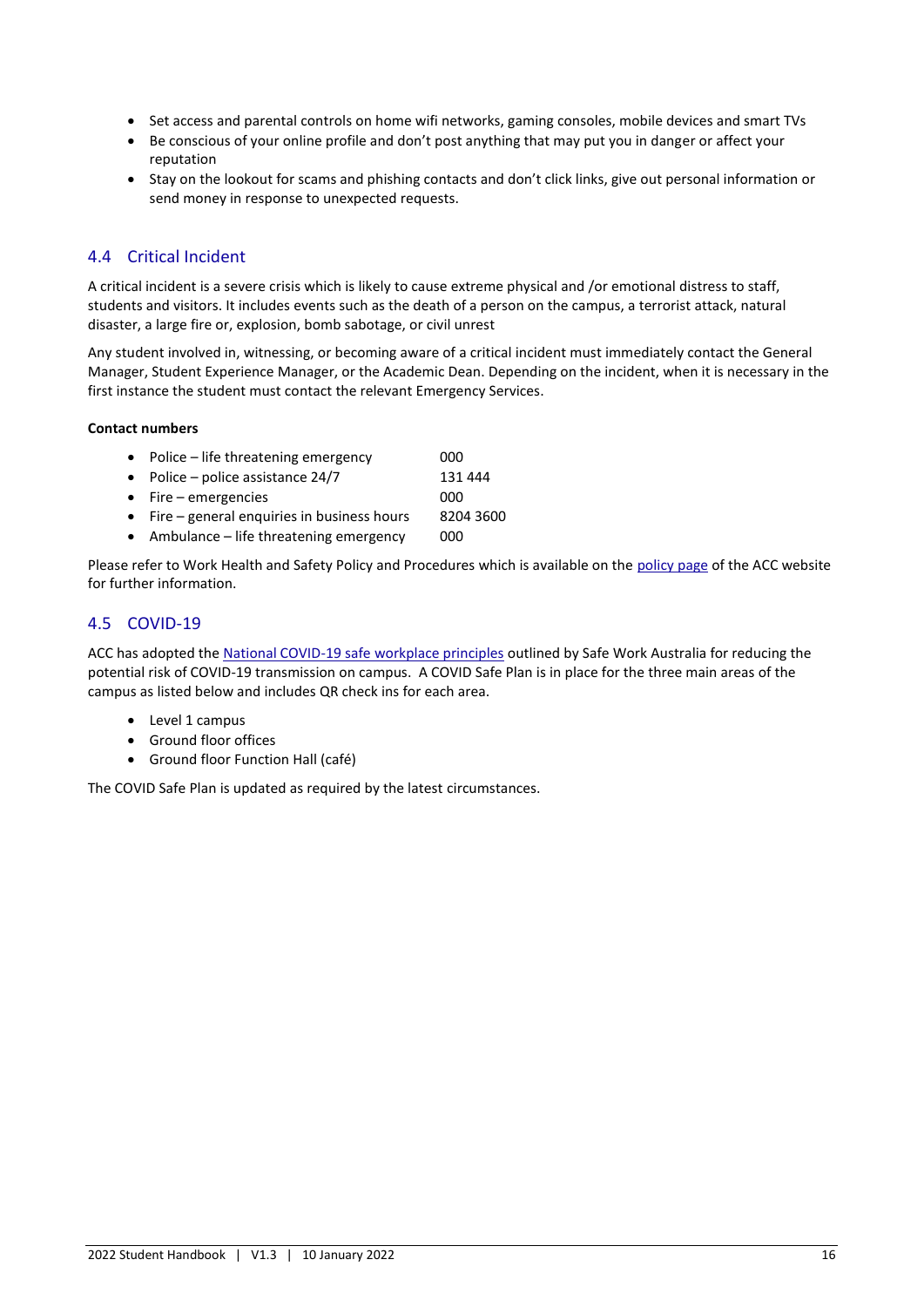- Set access and parental controls on home wifi networks, gaming consoles, mobile devices and smart TVs
- Be conscious of your online profile and don't post anything that may put you in danger or affect your reputation
- Stay on the lookout for scams and phishing contacts and don't click links, give out personal information or send money in response to unexpected requests.

## 4.4 Critical Incident

A critical incident is a severe crisis which is likely to cause extreme physical and /or emotional distress to staff, students and visitors. It includes events such as the death of a person on the campus, a terrorist attack, natural disaster, a large fire or, explosion, bomb sabotage, or civil unrest

Any student involved in, witnessing, or becoming aware of a critical incident must immediately contact the General Manager, Student Experience Manager, or the Academic Dean. Depending on the incident, when it is necessary in the first instance the student must contact the relevant Emergency Services.

**Contact numbers**

- Police – life threatening emergency 000
- Police – police assistance 24/7 131 444
- Fire – emergencies 000
- Fire – general enquiries in business hours 8204 3600
- Ambulance – life threatening emergency 000

Please refer to Work Health and Safety Policy and Procedures which is available on the policy page of the ACC website for further information.

## 4.5 COVID-19

ACC has adopted the National COVID-19 safe workplace principles outlined by Safe Work Australia for reducing the potential risk of COVID-19 transmission on campus. A COVID Safe Plan is in place for the three main areas of the campus as listed below and includes QR check ins for each area.

- Level 1 campus
- Ground floor offices
- Ground floor Function Hall (café)

The COVID Safe Plan is updated as required by the latest circumstances.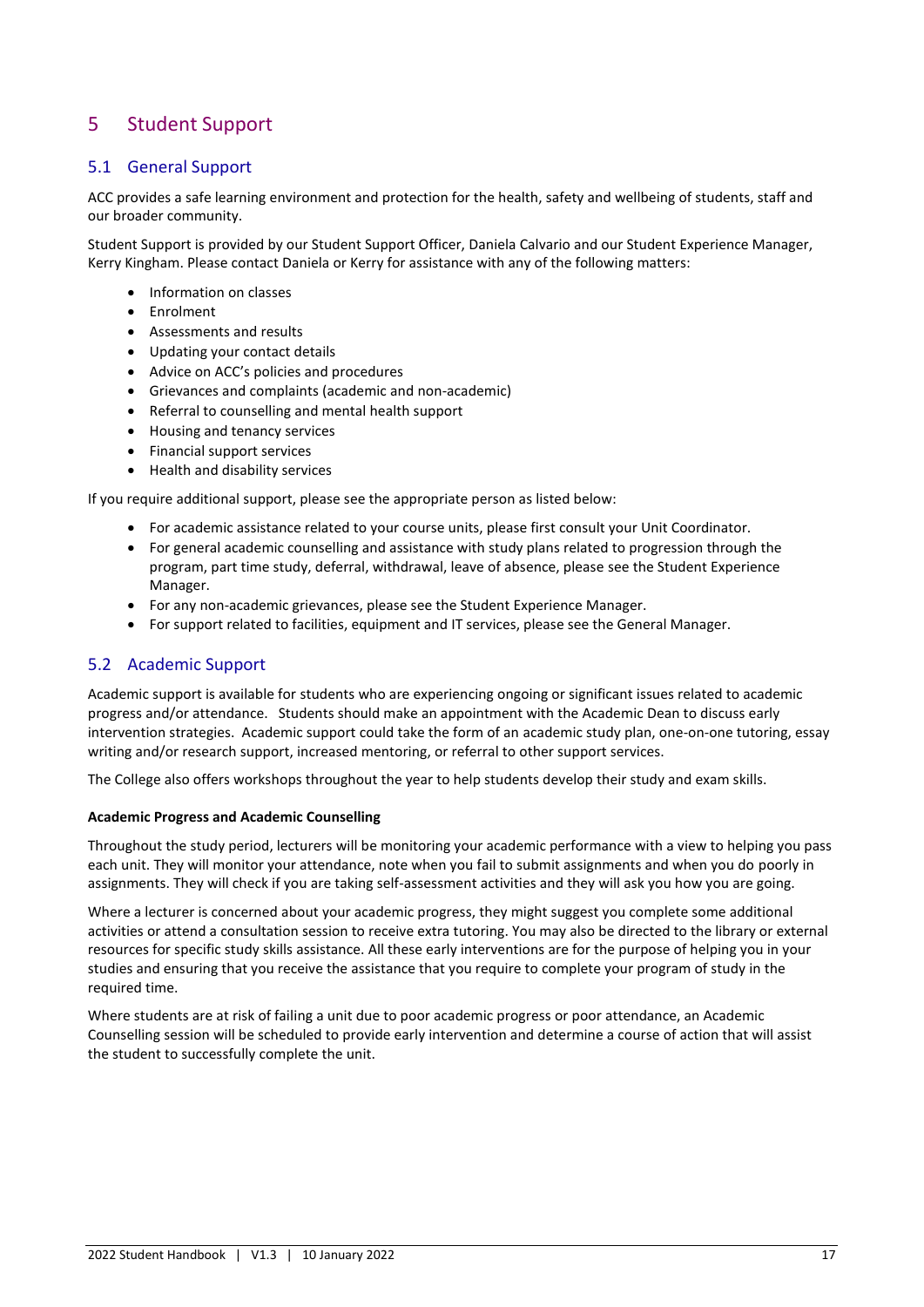# 5 Student Support

## 5.1 General Support

ACC provides a safe learning environment and protection for the health, safety and wellbeing of students, staff and our broader community.

Student Support is provided by our Student Support Officer, Daniela Calvario and our Student Experience Manager, Kerry Kingham. Please contact Daniela or Kerry for assistance with any of the following matters:

- Information on classes
- Enrolment
- Assessments and results
- Updating your contact details
- Advice on ACC's policies and procedures
- Grievances and complaints (academic and non-academic)
- Referral to counselling and mental health support
- Housing and tenancy services
- Financial support services
- Health and disability services

If you require additional support, please see the appropriate person as listed below:

- For academic assistance related to your course units, please first consult your Unit Coordinator.
- For general academic counselling and assistance with study plans related to progression through the program, part time study, deferral, withdrawal, leave of absence, please see the Student Experience Manager.
- For any non-academic grievances, please see the Student Experience Manager.
- For support related to facilities, equipment and IT services, please see the General Manager.

## 5.2 Academic Support

Academic support is available for students who are experiencing ongoing or significant issues related to academic progress and/or attendance. Students should make an appointment with the Academic Dean to discuss early intervention strategies. Academic support could take the form of an academic study plan, one-on-one tutoring, essay writing and/or research support, increased mentoring, or referral to other support services.

The College also offers workshops throughout the year to help students develop their study and exam skills.

**Academic Progress and Academic Counselling**

Throughout the study period, lecturers will be monitoring your academic performance with a view to helping you pass each unit. They will monitor your attendance, note when you fail to submit assignments and when you do poorly in assignments. They will check if you are taking self-assessment activities and they will ask you how you are going.

Where a lecturer is concerned about your academic progress, they might suggest you complete some additional activities or attend a consultation session to receive extra tutoring. You may also be directed to the library or external resources for specific study skills assistance. All these early interventions are for the purpose of helping you in your studies and ensuring that you receive the assistance that you require to complete your program of study in the required time.

Where students are at risk of failing a unit due to poor academic progress or poor attendance, an Academic Counselling session will be scheduled to provide early intervention and determine a course of action that will assist the student to successfully complete the unit.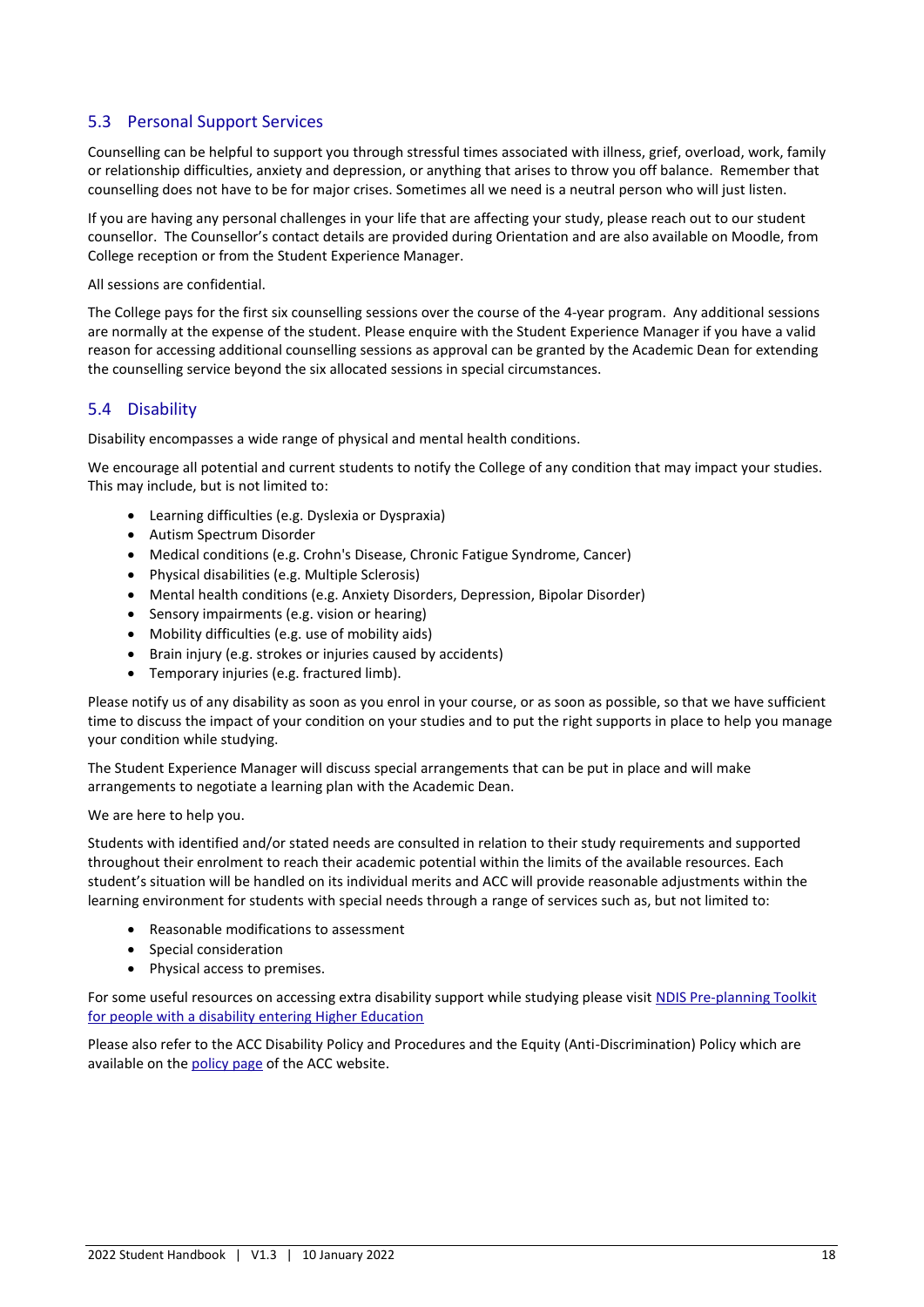## 5.3 Personal Support Services

Counselling can be helpful to support you through stressful times associated with illness, grief, overload, work, family or relationship difficulties, anxiety and depression, or anything that arises to throw you off balance. Remember that counselling does not have to be for major crises. Sometimes all we need is a neutral person who will just listen.

If you are having any personal challenges in your life that are affecting your study, please reach out to our student counsellor. The Counsellor's contact details are provided during Orientation and are also available on Moodle, from College reception or from the Student Experience Manager.

All sessions are confidential.

The College pays for the first six counselling sessions over the course of the 4-year program. Any additional sessions are normally at the expense of the student. Please enquire with the Student Experience Manager if you have a valid reason for accessing additional counselling sessions as approval can be granted by the Academic Dean for extending the counselling service beyond the six allocated sessions in special circumstances.

## 5.4 Disability

Disability encompasses a wide range of physical and mental health conditions.

We encourage all potential and current students to notify the College of any condition that may impact your studies. This may include, but is not limited to:

- Learning difficulties (e.g. Dyslexia or Dyspraxia)
- Autism Spectrum Disorder
- Medical conditions (e.g. Crohn's Disease, Chronic Fatigue Syndrome, Cancer)
- Physical disabilities (e.g. Multiple Sclerosis)
- Mental health conditions (e.g. Anxiety Disorders, Depression, Bipolar Disorder)
- Sensory impairments (e.g. vision or hearing)
- Mobility difficulties (e.g. use of mobility aids)
- Brain injury (e.g. strokes or injuries caused by accidents)
- Temporary injuries (e.g. fractured limb).

Please notify us of any disability as soon as you enrol in your course, or as soon as possible, so that we have sufficient time to discuss the impact of your condition on your studies and to put the right supports in place to help you manage your condition while studying.

The Student Experience Manager will discuss special arrangements that can be put in place and will make arrangements to negotiate a learning plan with the Academic Dean.

We are here to help you.

Students with identified and/or stated needs are consulted in relation to their study requirements and supported throughout their enrolment to reach their academic potential within the limits of the available resources. Each student's situation will be handled on its individual merits and ACC will provide reasonable adjustments within the learning environment for students with special needs through a range of services such as, but not limited to:

- Reasonable modifications to assessment
- Special consideration
- Physical access to premises.

For some useful resources on accessing extra disability support while studying please visit NDIS Pre-planning Toolkit for people with a disability entering Higher Education

Please also refer to the ACC Disability Policy and Procedures and the Equity (Anti-Discrimination) Policy which are available on the policy page of the ACC website.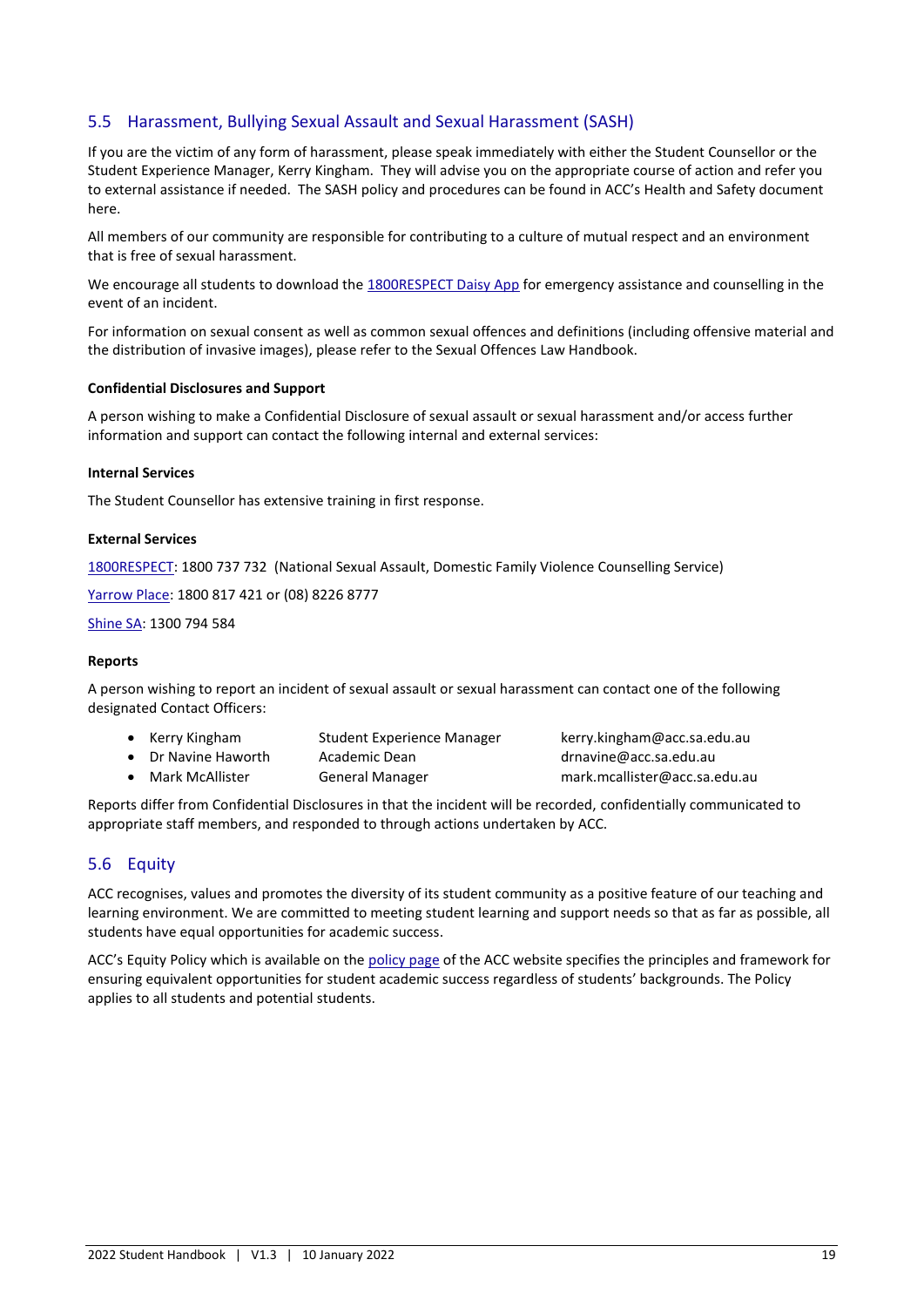## 5.5 Harassment, Bullying Sexual Assault and Sexual Harassment (SASH)

If you are the victim of any form of harassment, please speak immediately with either the Student Counsellor or the Student Experience Manager, Kerry Kingham. They will advise you on the appropriate course of action and refer you to external assistance if needed. The SASH policy and procedures can be found in ACC's Health and Safety document here.

All members of our community are responsible for contributing to a culture of mutual respect and an environment that is free of sexual harassment.

We encourage all students to download the 1800RESPECT Daisy App for emergency assistance and counselling in the event of an incident.

For information on sexual consent as well as common sexual offences and definitions (including offensive material and the distribution of invasive images), please refer to the Sexual Offences Law Handbook.

**Confidential Disclosures and Support**

A person wishing to make a Confidential Disclosure of sexual assault or sexual harassment and/or access further information and support can contact the following internal and external services:

**Internal Services**

The Student Counsellor has extensive training in first response.

**External Services**

1800RESPECT: 1800 737 732 (National Sexual Assault, Domestic Family Violence Counselling Service)

Yarrow Place: 1800 817 421 or (08) 8226 8777

Shine SA: 1300 794 584

**Reports**

A person wishing to report an incident of sexual assault or sexual harassment can contact one of the following designated Contact Officers:

- Kerry Kingham — Student Experience Manager — kerry.kingham@acc.sa.edu.au
- Dr Navine Haworth — Academic Dean — drnavine@acc.sa.edu.au
- Mark McAllister — General Manager — mark.mcallister@acc.sa.edu.au

Reports differ from Confidential Disclosures in that the incident will be recorded, confidentially communicated to appropriate staff members, and responded to through actions undertaken by ACC.

## 5.6 Equity

ACC recognises, values and promotes the diversity of its student community as a positive feature of our teaching and learning environment. We are committed to meeting student learning and support needs so that as far as possible, all students have equal opportunities for academic success.

ACC's Equity Policy which is available on the policy page of the ACC website specifies the principles and framework for ensuring equivalent opportunities for student academic success regardless of students' backgrounds. The Policy applies to all students and potential students.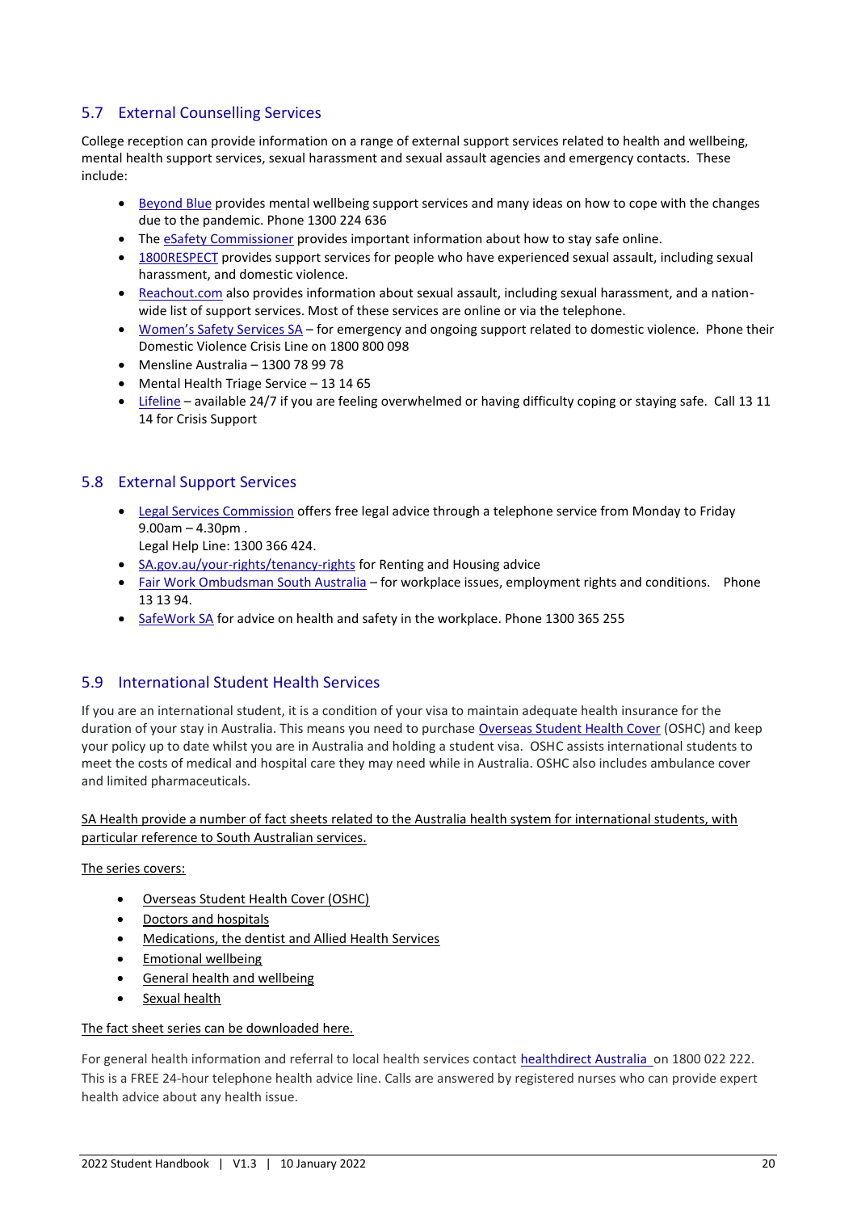## 5.7 External Counselling Services

College reception can provide information on a range of external support services related to health and wellbeing, mental health support services, sexual harassment and sexual assault agencies and emergency contacts. These include:

- Beyond Blue provides mental wellbeing support services and many ideas on how to cope with the changes due to the pandemic. Phone 1300 224 636
- The eSafety Commissioner provides important information about how to stay safe online.
- 1800RESPECT provides support services for people who have experienced sexual assault, including sexual harassment, and domestic violence.
- Reachout.com also provides information about sexual assault, including sexual harassment, and a nation-wide list of support services. Most of these services are online or via the telephone.
- Women's Safety Services SA – for emergency and ongoing support related to domestic violence. Phone their Domestic Violence Crisis Line on 1800 800 098
- Mensline Australia – 1300 78 99 78
- Mental Health Triage Service – 13 14 65
- Lifeline – available 24/7 if you are feeling overwhelmed or having difficulty coping or staying safe. Call 13 11 14 for Crisis Support

## 5.8 External Support Services

- Legal Services Commission offers free legal advice through a telephone service from Monday to Friday 9.00am – 4.30pm .
  Legal Help Line: 1300 366 424.
- SA.gov.au/your-rights/tenancy-rights for Renting and Housing advice
- Fair Work Ombudsman South Australia – for workplace issues, employment rights and conditions. Phone 13 13 94.
- SafeWork SA for advice on health and safety in the workplace. Phone 1300 365 255

## 5.9 International Student Health Services

If you are an international student, it is a condition of your visa to maintain adequate health insurance for the duration of your stay in Australia. This means you need to purchase Overseas Student Health Cover (OSHC) and keep your policy up to date whilst you are in Australia and holding a student visa. OSHC assists international students to meet the costs of medical and hospital care they may need while in Australia. OSHC also includes ambulance cover and limited pharmaceuticals.

SA Health provide a number of fact sheets related to the Australia health system for international students, with particular reference to South Australian services.

The series covers:

- Overseas Student Health Cover (OSHC)
- Doctors and hospitals
- Medications, the dentist and Allied Health Services
- Emotional wellbeing
- General health and wellbeing
- Sexual health

The fact sheet series can be downloaded here.

For general health information and referral to local health services contact healthdirect Australia on 1800 022 222. This is a FREE 24-hour telephone health advice line. Calls are answered by registered nurses who can provide expert health advice about any health issue.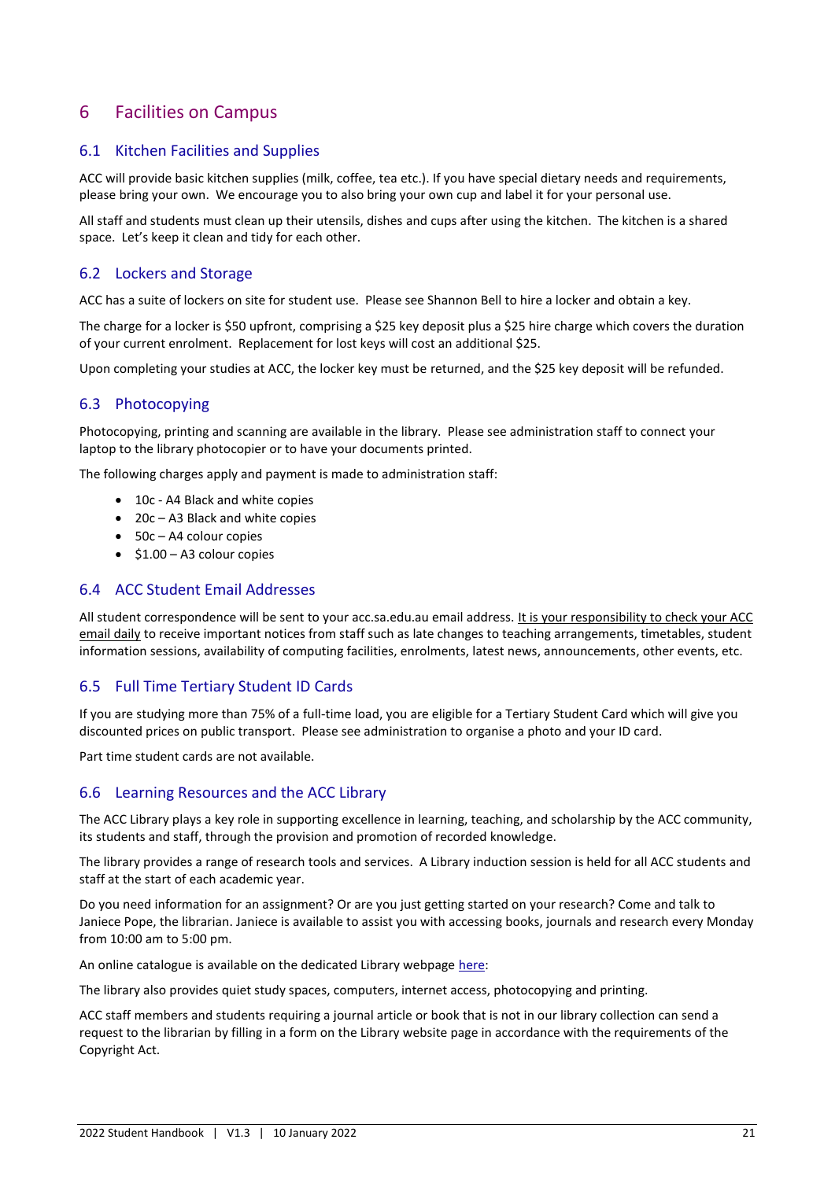# 6 Facilities on Campus

## 6.1 Kitchen Facilities and Supplies

ACC will provide basic kitchen supplies (milk, coffee, tea etc.). If you have special dietary needs and requirements, please bring your own. We encourage you to also bring your own cup and label it for your personal use.

All staff and students must clean up their utensils, dishes and cups after using the kitchen. The kitchen is a shared space. Let's keep it clean and tidy for each other.

## 6.2 Lockers and Storage

ACC has a suite of lockers on site for student use. Please see Shannon Bell to hire a locker and obtain a key.

The charge for a locker is $50 upfront, comprising a $25 key deposit plus a $25 hire charge which covers the duration of your current enrolment. Replacement for lost keys will cost an additional $25.

Upon completing your studies at ACC, the locker key must be returned, and the $25 key deposit will be refunded.

## 6.3 Photocopying

Photocopying, printing and scanning are available in the library. Please see administration staff to connect your laptop to the library photocopier or to have your documents printed.

The following charges apply and payment is made to administration staff:

- 10c - A4 Black and white copies
- 20c – A3 Black and white copies
- 50c – A4 colour copies
- $1.00 – A3 colour copies

## 6.4 ACC Student Email Addresses

All student correspondence will be sent to your acc.sa.edu.au email address. <u>It is your responsibility to check your ACC email daily</u> to receive important notices from staff such as late changes to teaching arrangements, timetables, student information sessions, availability of computing facilities, enrolments, latest news, announcements, other events, etc.

## 6.5 Full Time Tertiary Student ID Cards

If you are studying more than 75% of a full-time load, you are eligible for a Tertiary Student Card which will give you discounted prices on public transport. Please see administration to organise a photo and your ID card.

Part time student cards are not available.

## 6.6 Learning Resources and the ACC Library

The ACC Library plays a key role in supporting excellence in learning, teaching, and scholarship by the ACC community, its students and staff, through the provision and promotion of recorded knowledge.

The library provides a range of research tools and services. A Library induction session is held for all ACC students and staff at the start of each academic year.

Do you need information for an assignment? Or are you just getting started on your research? Come and talk to Janiece Pope, the librarian. Janiece is available to assist you with accessing books, journals and research every Monday from 10:00 am to 5:00 pm.

An online catalogue is available on the dedicated Library webpage here:

The library also provides quiet study spaces, computers, internet access, photocopying and printing.

ACC staff members and students requiring a journal article or book that is not in our library collection can send a request to the librarian by filling in a form on the Library website page in accordance with the requirements of the Copyright Act.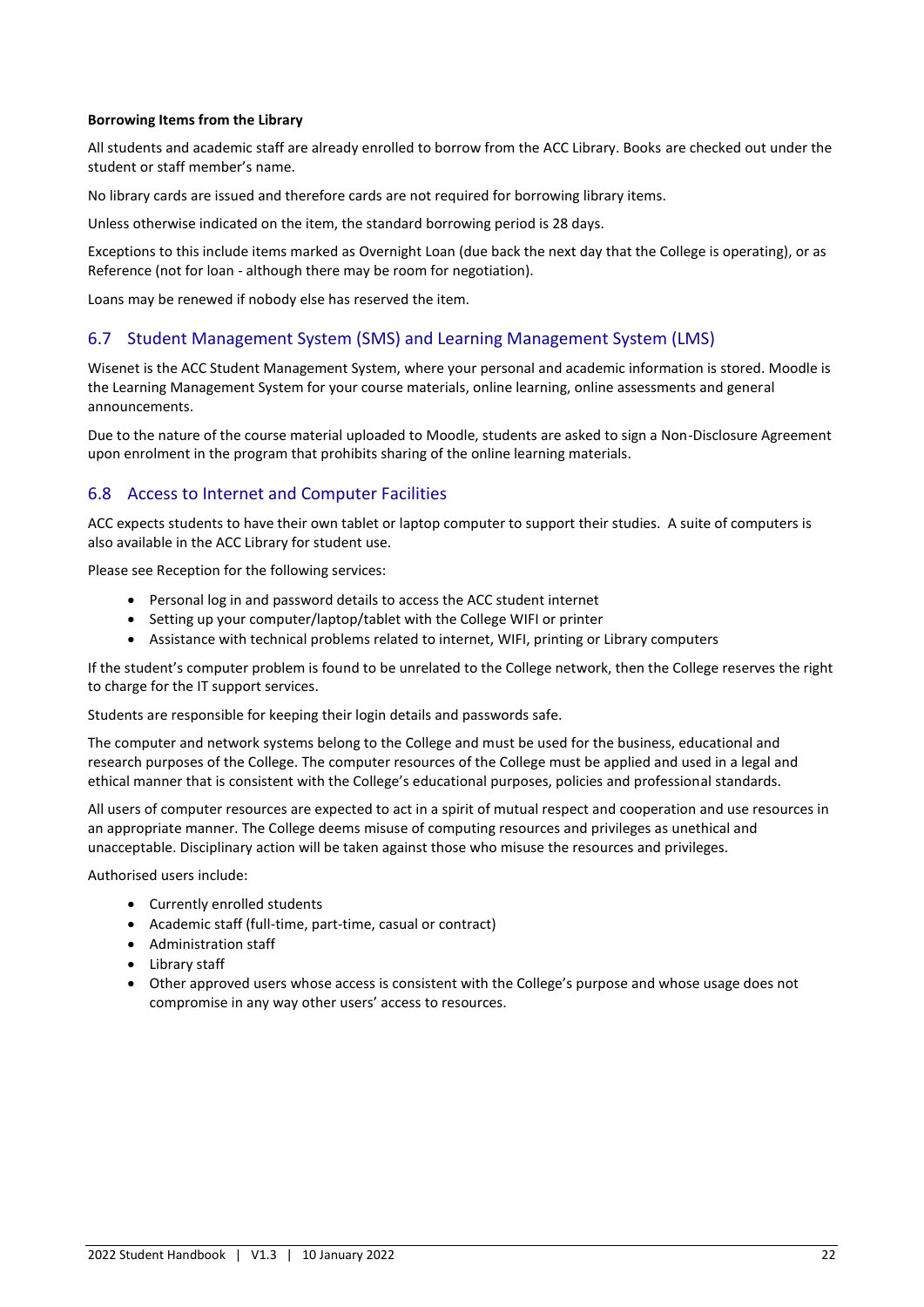**Borrowing Items from the Library**

All students and academic staff are already enrolled to borrow from the ACC Library. Books are checked out under the student or staff member's name.

No library cards are issued and therefore cards are not required for borrowing library items.

Unless otherwise indicated on the item, the standard borrowing period is 28 days.

Exceptions to this include items marked as Overnight Loan (due back the next day that the College is operating), or as Reference (not for loan - although there may be room for negotiation).

Loans may be renewed if nobody else has reserved the item.

## 6.7 Student Management System (SMS) and Learning Management System (LMS)

Wisenet is the ACC Student Management System, where your personal and academic information is stored. Moodle is the Learning Management System for your course materials, online learning, online assessments and general announcements.

Due to the nature of the course material uploaded to Moodle, students are asked to sign a Non-Disclosure Agreement upon enrolment in the program that prohibits sharing of the online learning materials.

## 6.8 Access to Internet and Computer Facilities

ACC expects students to have their own tablet or laptop computer to support their studies. A suite of computers is also available in the ACC Library for student use.

Please see Reception for the following services:

- Personal log in and password details to access the ACC student internet
- Setting up your computer/laptop/tablet with the College WIFI or printer
- Assistance with technical problems related to internet, WIFI, printing or Library computers

If the student's computer problem is found to be unrelated to the College network, then the College reserves the right to charge for the IT support services.

Students are responsible for keeping their login details and passwords safe.

The computer and network systems belong to the College and must be used for the business, educational and research purposes of the College. The computer resources of the College must be applied and used in a legal and ethical manner that is consistent with the College's educational purposes, policies and professional standards.

All users of computer resources are expected to act in a spirit of mutual respect and cooperation and use resources in an appropriate manner. The College deems misuse of computing resources and privileges as unethical and unacceptable. Disciplinary action will be taken against those who misuse the resources and privileges.

Authorised users include:

- Currently enrolled students
- Academic staff (full-time, part-time, casual or contract)
- Administration staff
- Library staff
- Other approved users whose access is consistent with the College's purpose and whose usage does not compromise in any way other users' access to resources.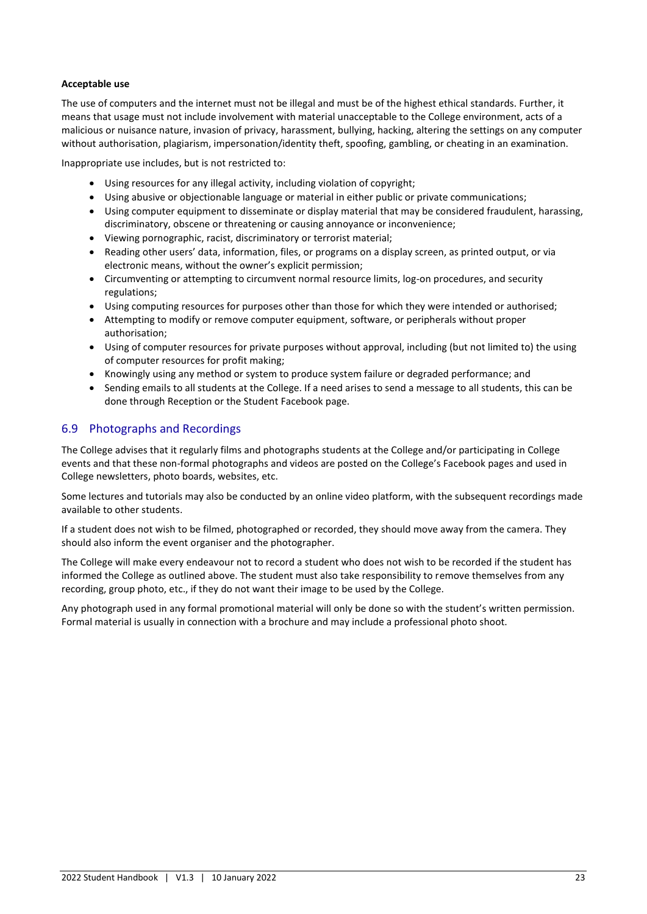**Acceptable use**

The use of computers and the internet must not be illegal and must be of the highest ethical standards. Further, it means that usage must not include involvement with material unacceptable to the College environment, acts of a malicious or nuisance nature, invasion of privacy, harassment, bullying, hacking, altering the settings on any computer without authorisation, plagiarism, impersonation/identity theft, spoofing, gambling, or cheating in an examination.

Inappropriate use includes, but is not restricted to:

- Using resources for any illegal activity, including violation of copyright;
- Using abusive or objectionable language or material in either public or private communications;
- Using computer equipment to disseminate or display material that may be considered fraudulent, harassing, discriminatory, obscene or threatening or causing annoyance or inconvenience;
- Viewing pornographic, racist, discriminatory or terrorist material;
- Reading other users' data, information, files, or programs on a display screen, as printed output, or via electronic means, without the owner's explicit permission;
- Circumventing or attempting to circumvent normal resource limits, log-on procedures, and security regulations;
- Using computing resources for purposes other than those for which they were intended or authorised;
- Attempting to modify or remove computer equipment, software, or peripherals without proper authorisation;
- Using of computer resources for private purposes without approval, including (but not limited to) the using of computer resources for profit making;
- Knowingly using any method or system to produce system failure or degraded performance; and
- Sending emails to all students at the College. If a need arises to send a message to all students, this can be done through Reception or the Student Facebook page.

## 6.9 Photographs and Recordings

The College advises that it regularly films and photographs students at the College and/or participating in College events and that these non-formal photographs and videos are posted on the College's Facebook pages and used in College newsletters, photo boards, websites, etc.

Some lectures and tutorials may also be conducted by an online video platform, with the subsequent recordings made available to other students.

If a student does not wish to be filmed, photographed or recorded, they should move away from the camera. They should also inform the event organiser and the photographer.

The College will make every endeavour not to record a student who does not wish to be recorded if the student has informed the College as outlined above. The student must also take responsibility to remove themselves from any recording, group photo, etc., if they do not want their image to be used by the College.

Any photograph used in any formal promotional material will only be done so with the student's written permission. Formal material is usually in connection with a brochure and may include a professional photo shoot.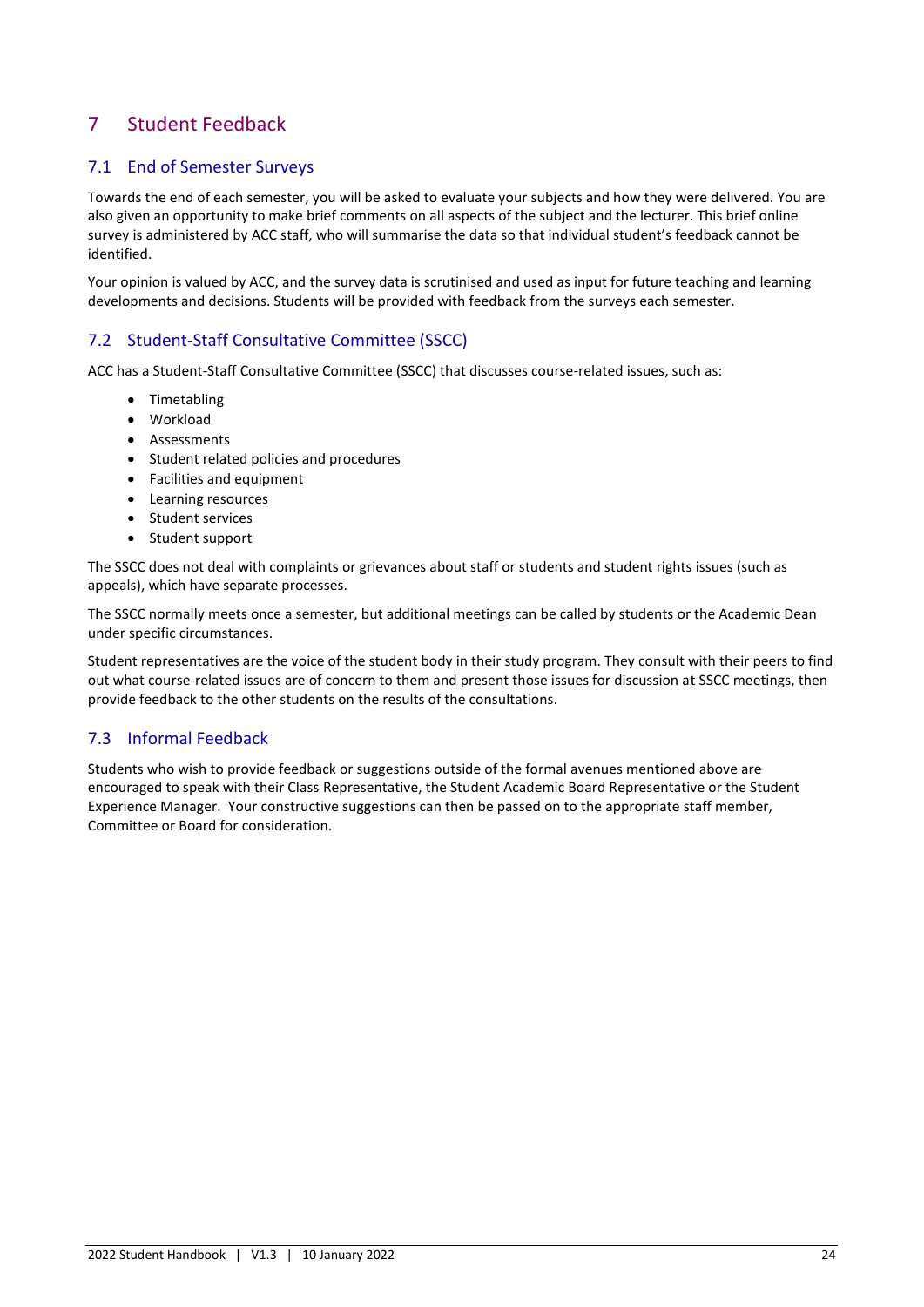# 7 Student Feedback

## 7.1 End of Semester Surveys

Towards the end of each semester, you will be asked to evaluate your subjects and how they were delivered. You are also given an opportunity to make brief comments on all aspects of the subject and the lecturer. This brief online survey is administered by ACC staff, who will summarise the data so that individual student's feedback cannot be identified.

Your opinion is valued by ACC, and the survey data is scrutinised and used as input for future teaching and learning developments and decisions. Students will be provided with feedback from the surveys each semester.

## 7.2 Student-Staff Consultative Committee (SSCC)

ACC has a Student-Staff Consultative Committee (SSCC) that discusses course-related issues, such as:

- Timetabling
- Workload
- Assessments
- Student related policies and procedures
- Facilities and equipment
- Learning resources
- Student services
- Student support

The SSCC does not deal with complaints or grievances about staff or students and student rights issues (such as appeals), which have separate processes.

The SSCC normally meets once a semester, but additional meetings can be called by students or the Academic Dean under specific circumstances.

Student representatives are the voice of the student body in their study program. They consult with their peers to find out what course-related issues are of concern to them and present those issues for discussion at SSCC meetings, then provide feedback to the other students on the results of the consultations.

## 7.3 Informal Feedback

Students who wish to provide feedback or suggestions outside of the formal avenues mentioned above are encouraged to speak with their Class Representative, the Student Academic Board Representative or the Student Experience Manager. Your constructive suggestions can then be passed on to the appropriate staff member, Committee or Board for consideration.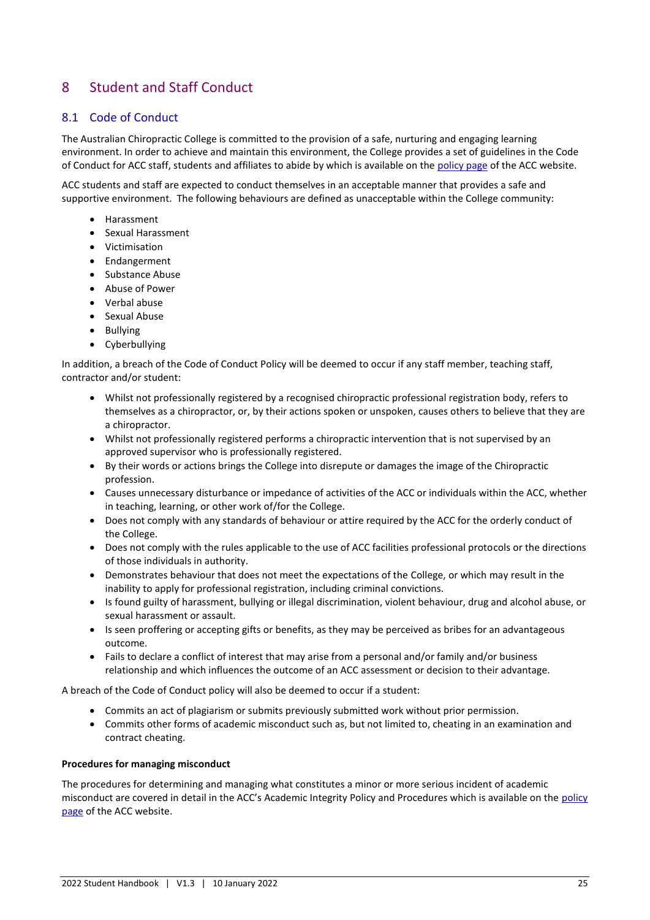# 8 Student and Staff Conduct

## 8.1 Code of Conduct

The Australian Chiropractic College is committed to the provision of a safe, nurturing and engaging learning environment. In order to achieve and maintain this environment, the College provides a set of guidelines in the Code of Conduct for ACC staff, students and affiliates to abide by which is available on the policy page of the ACC website.

ACC students and staff are expected to conduct themselves in an acceptable manner that provides a safe and supportive environment. The following behaviours are defined as unacceptable within the College community:

- Harassment
- Sexual Harassment
- Victimisation
- Endangerment
- Substance Abuse
- Abuse of Power
- Verbal abuse
- Sexual Abuse
- Bullying
- Cyberbullying

In addition, a breach of the Code of Conduct Policy will be deemed to occur if any staff member, teaching staff, contractor and/or student:

- Whilst not professionally registered by a recognised chiropractic professional registration body, refers to themselves as a chiropractor, or, by their actions spoken or unspoken, causes others to believe that they are a chiropractor.
- Whilst not professionally registered performs a chiropractic intervention that is not supervised by an approved supervisor who is professionally registered.
- By their words or actions brings the College into disrepute or damages the image of the Chiropractic profession.
- Causes unnecessary disturbance or impedance of activities of the ACC or individuals within the ACC, whether in teaching, learning, or other work of/for the College.
- Does not comply with any standards of behaviour or attire required by the ACC for the orderly conduct of the College.
- Does not comply with the rules applicable to the use of ACC facilities professional protocols or the directions of those individuals in authority.
- Demonstrates behaviour that does not meet the expectations of the College, or which may result in the inability to apply for professional registration, including criminal convictions.
- Is found guilty of harassment, bullying or illegal discrimination, violent behaviour, drug and alcohol abuse, or sexual harassment or assault.
- Is seen proffering or accepting gifts or benefits, as they may be perceived as bribes for an advantageous outcome.
- Fails to declare a conflict of interest that may arise from a personal and/or family and/or business relationship and which influences the outcome of an ACC assessment or decision to their advantage.

A breach of the Code of Conduct policy will also be deemed to occur if a student:

- Commits an act of plagiarism or submits previously submitted work without prior permission.
- Commits other forms of academic misconduct such as, but not limited to, cheating in an examination and contract cheating.

**Procedures for managing misconduct**

The procedures for determining and managing what constitutes a minor or more serious incident of academic misconduct are covered in detail in the ACC's Academic Integrity Policy and Procedures which is available on the policy page of the ACC website.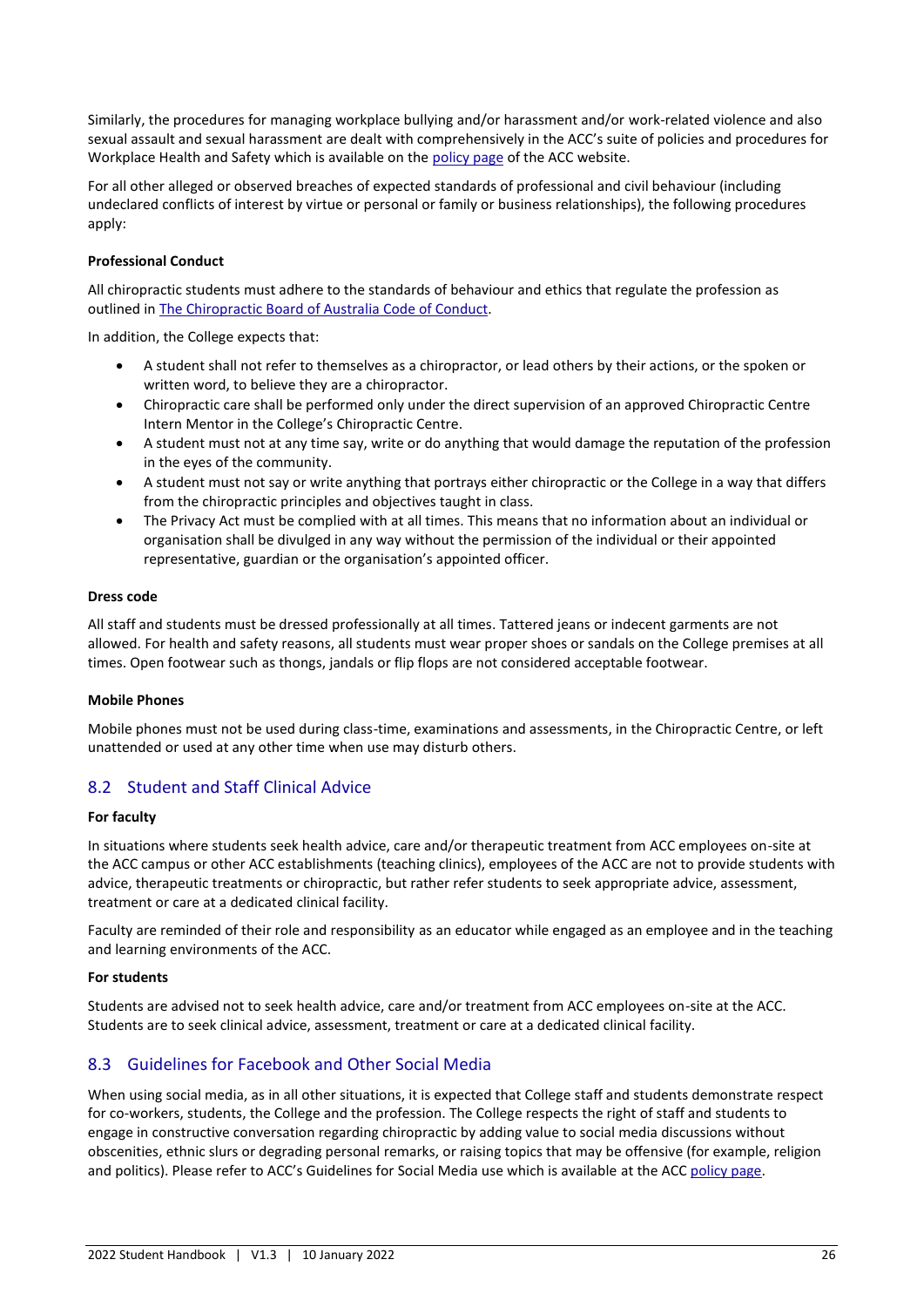Similarly, the procedures for managing workplace bullying and/or harassment and/or work-related violence and also sexual assault and sexual harassment are dealt with comprehensively in the ACC's suite of policies and procedures for Workplace Health and Safety which is available on the policy page of the ACC website.

For all other alleged or observed breaches of expected standards of professional and civil behaviour (including undeclared conflicts of interest by virtue or personal or family or business relationships), the following procedures apply:

**Professional Conduct**

All chiropractic students must adhere to the standards of behaviour and ethics that regulate the profession as outlined in The Chiropractic Board of Australia Code of Conduct.

In addition, the College expects that:

- A student shall not refer to themselves as a chiropractor, or lead others by their actions, or the spoken or written word, to believe they are a chiropractor.
- Chiropractic care shall be performed only under the direct supervision of an approved Chiropractic Centre Intern Mentor in the College's Chiropractic Centre.
- A student must not at any time say, write or do anything that would damage the reputation of the profession in the eyes of the community.
- A student must not say or write anything that portrays either chiropractic or the College in a way that differs from the chiropractic principles and objectives taught in class.
- The Privacy Act must be complied with at all times. This means that no information about an individual or organisation shall be divulged in any way without the permission of the individual or their appointed representative, guardian or the organisation's appointed officer.

**Dress code**

All staff and students must be dressed professionally at all times. Tattered jeans or indecent garments are not allowed. For health and safety reasons, all students must wear proper shoes or sandals on the College premises at all times. Open footwear such as thongs, jandals or flip flops are not considered acceptable footwear.

**Mobile Phones**

Mobile phones must not be used during class-time, examinations and assessments, in the Chiropractic Centre, or left unattended or used at any other time when use may disturb others.

## 8.2 Student and Staff Clinical Advice

**For faculty**

In situations where students seek health advice, care and/or therapeutic treatment from ACC employees on-site at the ACC campus or other ACC establishments (teaching clinics), employees of the ACC are not to provide students with advice, therapeutic treatments or chiropractic, but rather refer students to seek appropriate advice, assessment, treatment or care at a dedicated clinical facility.

Faculty are reminded of their role and responsibility as an educator while engaged as an employee and in the teaching and learning environments of the ACC.

**For students**

Students are advised not to seek health advice, care and/or treatment from ACC employees on-site at the ACC. Students are to seek clinical advice, assessment, treatment or care at a dedicated clinical facility.

## 8.3 Guidelines for Facebook and Other Social Media

When using social media, as in all other situations, it is expected that College staff and students demonstrate respect for co-workers, students, the College and the profession. The College respects the right of staff and students to engage in constructive conversation regarding chiropractic by adding value to social media discussions without obscenities, ethnic slurs or degrading personal remarks, or raising topics that may be offensive (for example, religion and politics). Please refer to ACC's Guidelines for Social Media use which is available at the ACC policy page.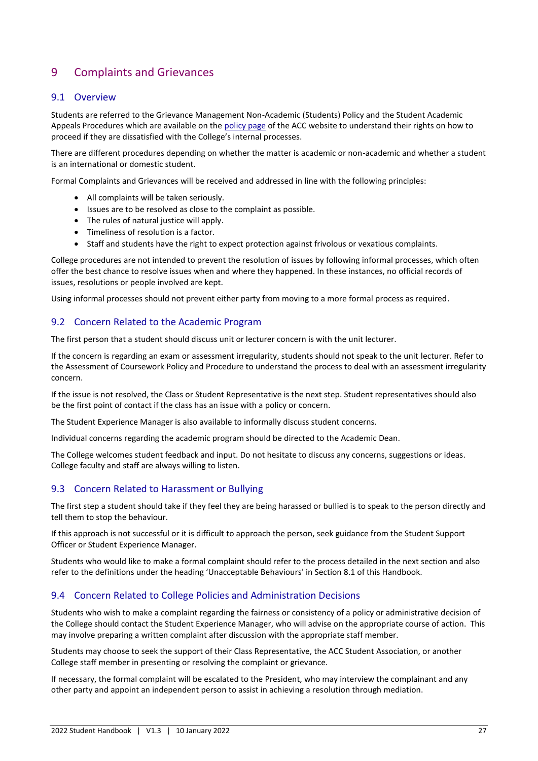# 9 Complaints and Grievances

## 9.1 Overview

Students are referred to the Grievance Management Non-Academic (Students) Policy and the Student Academic Appeals Procedures which are available on the policy page of the ACC website to understand their rights on how to proceed if they are dissatisfied with the College's internal processes.

There are different procedures depending on whether the matter is academic or non-academic and whether a student is an international or domestic student.

Formal Complaints and Grievances will be received and addressed in line with the following principles:

- All complaints will be taken seriously.
- Issues are to be resolved as close to the complaint as possible.
- The rules of natural justice will apply.
- Timeliness of resolution is a factor.
- Staff and students have the right to expect protection against frivolous or vexatious complaints.

College procedures are not intended to prevent the resolution of issues by following informal processes, which often offer the best chance to resolve issues when and where they happened. In these instances, no official records of issues, resolutions or people involved are kept.

Using informal processes should not prevent either party from moving to a more formal process as required.

## 9.2 Concern Related to the Academic Program

The first person that a student should discuss unit or lecturer concern is with the unit lecturer.

If the concern is regarding an exam or assessment irregularity, students should not speak to the unit lecturer. Refer to the Assessment of Coursework Policy and Procedure to understand the process to deal with an assessment irregularity concern.

If the issue is not resolved, the Class or Student Representative is the next step. Student representatives should also be the first point of contact if the class has an issue with a policy or concern.

The Student Experience Manager is also available to informally discuss student concerns.

Individual concerns regarding the academic program should be directed to the Academic Dean.

The College welcomes student feedback and input. Do not hesitate to discuss any concerns, suggestions or ideas. College faculty and staff are always willing to listen.

## 9.3 Concern Related to Harassment or Bullying

The first step a student should take if they feel they are being harassed or bullied is to speak to the person directly and tell them to stop the behaviour.

If this approach is not successful or it is difficult to approach the person, seek guidance from the Student Support Officer or Student Experience Manager.

Students who would like to make a formal complaint should refer to the process detailed in the next section and also refer to the definitions under the heading 'Unacceptable Behaviours' in Section 8.1 of this Handbook.

## 9.4 Concern Related to College Policies and Administration Decisions

Students who wish to make a complaint regarding the fairness or consistency of a policy or administrative decision of the College should contact the Student Experience Manager, who will advise on the appropriate course of action. This may involve preparing a written complaint after discussion with the appropriate staff member.

Students may choose to seek the support of their Class Representative, the ACC Student Association, or another College staff member in presenting or resolving the complaint or grievance.

If necessary, the formal complaint will be escalated to the President, who may interview the complainant and any other party and appoint an independent person to assist in achieving a resolution through mediation.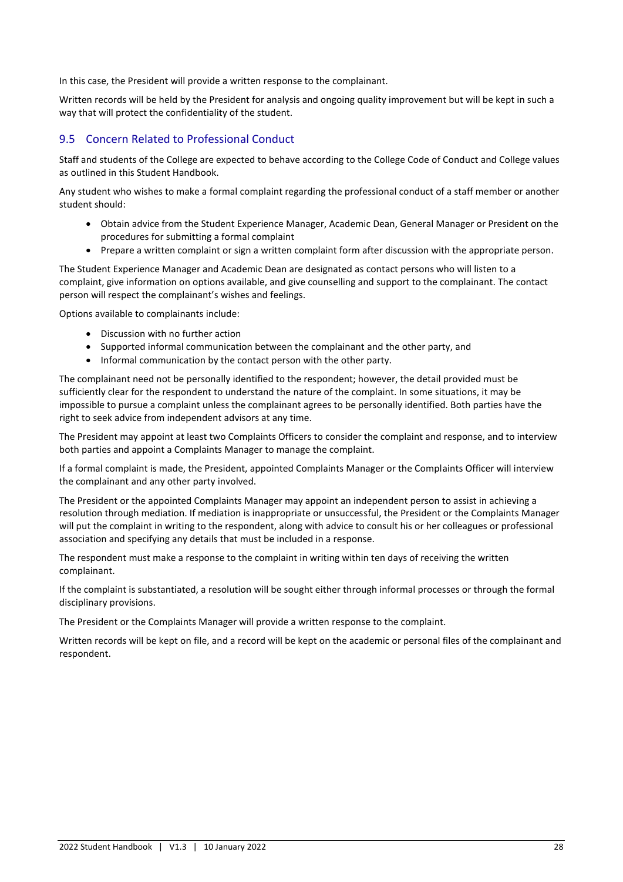In this case, the President will provide a written response to the complainant.

Written records will be held by the President for analysis and ongoing quality improvement but will be kept in such a way that will protect the confidentiality of the student.

## 9.5 Concern Related to Professional Conduct

Staff and students of the College are expected to behave according to the College Code of Conduct and College values as outlined in this Student Handbook.

Any student who wishes to make a formal complaint regarding the professional conduct of a staff member or another student should:

- Obtain advice from the Student Experience Manager, Academic Dean, General Manager or President on the procedures for submitting a formal complaint
- Prepare a written complaint or sign a written complaint form after discussion with the appropriate person.

The Student Experience Manager and Academic Dean are designated as contact persons who will listen to a complaint, give information on options available, and give counselling and support to the complainant. The contact person will respect the complainant's wishes and feelings.

Options available to complainants include:

- Discussion with no further action
- Supported informal communication between the complainant and the other party, and
- Informal communication by the contact person with the other party.

The complainant need not be personally identified to the respondent; however, the detail provided must be sufficiently clear for the respondent to understand the nature of the complaint. In some situations, it may be impossible to pursue a complaint unless the complainant agrees to be personally identified. Both parties have the right to seek advice from independent advisors at any time.

The President may appoint at least two Complaints Officers to consider the complaint and response, and to interview both parties and appoint a Complaints Manager to manage the complaint.

If a formal complaint is made, the President, appointed Complaints Manager or the Complaints Officer will interview the complainant and any other party involved.

The President or the appointed Complaints Manager may appoint an independent person to assist in achieving a resolution through mediation. If mediation is inappropriate or unsuccessful, the President or the Complaints Manager will put the complaint in writing to the respondent, along with advice to consult his or her colleagues or professional association and specifying any details that must be included in a response.

The respondent must make a response to the complaint in writing within ten days of receiving the written complainant.

If the complaint is substantiated, a resolution will be sought either through informal processes or through the formal disciplinary provisions.

The President or the Complaints Manager will provide a written response to the complaint.

Written records will be kept on file, and a record will be kept on the academic or personal files of the complainant and respondent.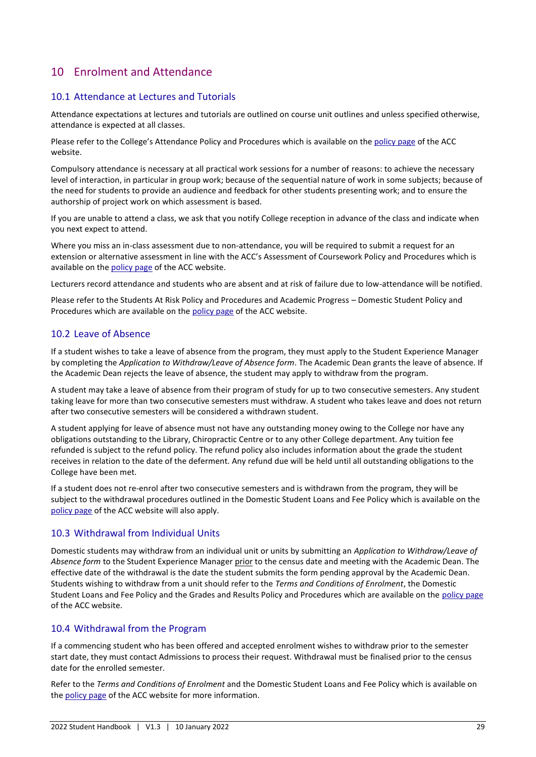# 10 Enrolment and Attendance

## 10.1 Attendance at Lectures and Tutorials

Attendance expectations at lectures and tutorials are outlined on course unit outlines and unless specified otherwise, attendance is expected at all classes.

Please refer to the College's Attendance Policy and Procedures which is available on the policy page of the ACC website.

Compulsory attendance is necessary at all practical work sessions for a number of reasons: to achieve the necessary level of interaction, in particular in group work; because of the sequential nature of work in some subjects; because of the need for students to provide an audience and feedback for other students presenting work; and to ensure the authorship of project work on which assessment is based.

If you are unable to attend a class, we ask that you notify College reception in advance of the class and indicate when you next expect to attend.

Where you miss an in-class assessment due to non-attendance, you will be required to submit a request for an extension or alternative assessment in line with the ACC's Assessment of Coursework Policy and Procedures which is available on the policy page of the ACC website.

Lecturers record attendance and students who are absent and at risk of failure due to low-attendance will be notified.

Please refer to the Students At Risk Policy and Procedures and Academic Progress – Domestic Student Policy and Procedures which are available on the policy page of the ACC website.

## 10.2 Leave of Absence

If a student wishes to take a leave of absence from the program, they must apply to the Student Experience Manager by completing the *Application to Withdraw/Leave of Absence form*. The Academic Dean grants the leave of absence. If the Academic Dean rejects the leave of absence, the student may apply to withdraw from the program.

A student may take a leave of absence from their program of study for up to two consecutive semesters. Any student taking leave for more than two consecutive semesters must withdraw. A student who takes leave and does not return after two consecutive semesters will be considered a withdrawn student.

A student applying for leave of absence must not have any outstanding money owing to the College nor have any obligations outstanding to the Library, Chiropractic Centre or to any other College department. Any tuition fee refunded is subject to the refund policy. The refund policy also includes information about the grade the student receives in relation to the date of the deferment. Any refund due will be held until all outstanding obligations to the College have been met.

If a student does not re-enrol after two consecutive semesters and is withdrawn from the program, they will be subject to the withdrawal procedures outlined in the Domestic Student Loans and Fee Policy which is available on the policy page of the ACC website will also apply.

## 10.3 Withdrawal from Individual Units

Domestic students may withdraw from an individual unit or units by submitting an *Application to Withdraw/Leave of Absence form* to the Student Experience Manager prior to the census date and meeting with the Academic Dean. The effective date of the withdrawal is the date the student submits the form pending approval by the Academic Dean. Students wishing to withdraw from a unit should refer to the *Terms and Conditions of Enrolment*, the Domestic Student Loans and Fee Policy and the Grades and Results Policy and Procedures which are available on the policy page of the ACC website.

## 10.4 Withdrawal from the Program

If a commencing student who has been offered and accepted enrolment wishes to withdraw prior to the semester start date, they must contact Admissions to process their request. Withdrawal must be finalised prior to the census date for the enrolled semester.

Refer to the *Terms and Conditions of Enrolment* and the Domestic Student Loans and Fee Policy which is available on the policy page of the ACC website for more information.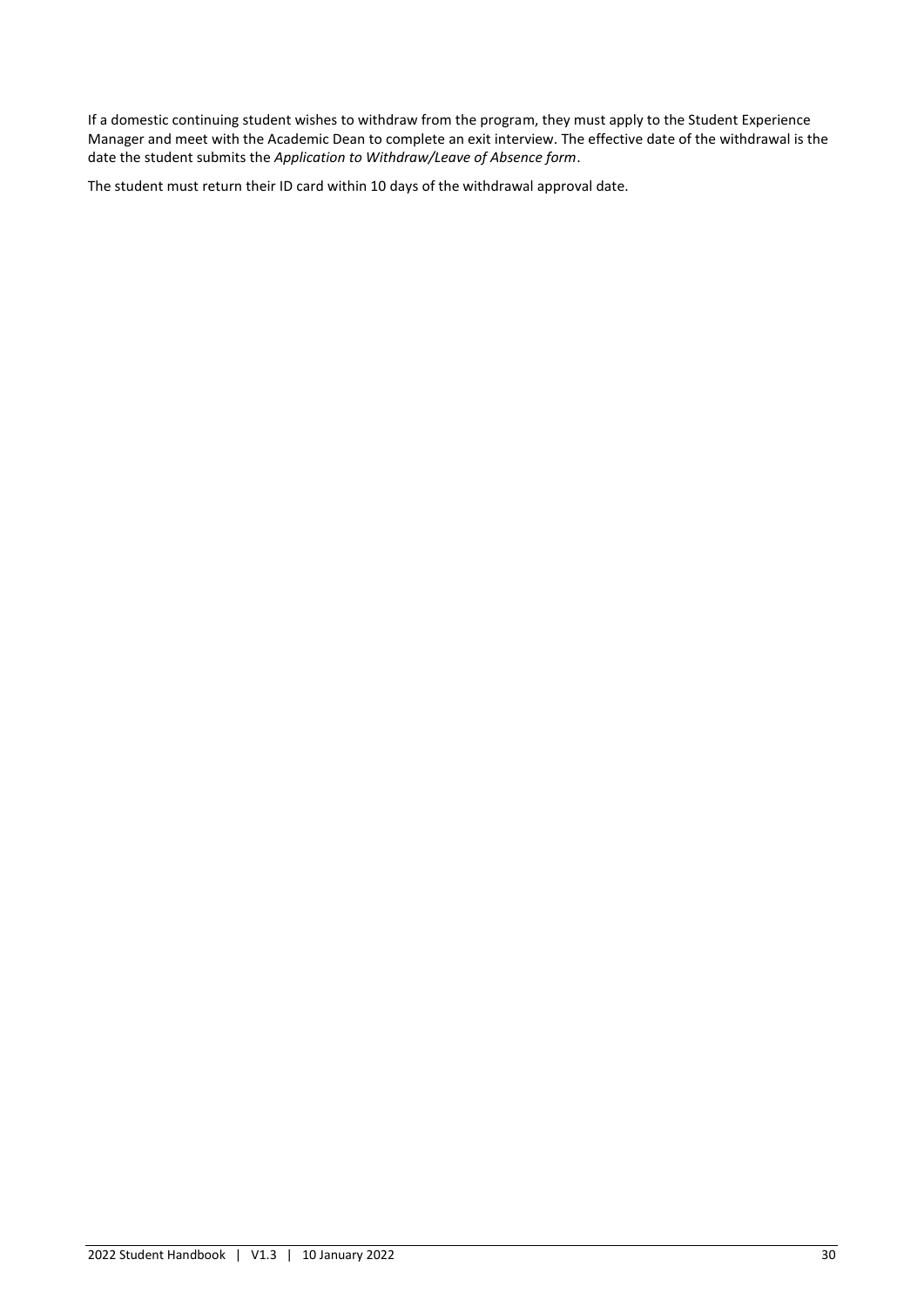If a domestic continuing student wishes to withdraw from the program, they must apply to the Student Experience Manager and meet with the Academic Dean to complete an exit interview. The effective date of the withdrawal is the date the student submits the *Application to Withdraw/Leave of Absence form*.

The student must return their ID card within 10 days of the withdrawal approval date.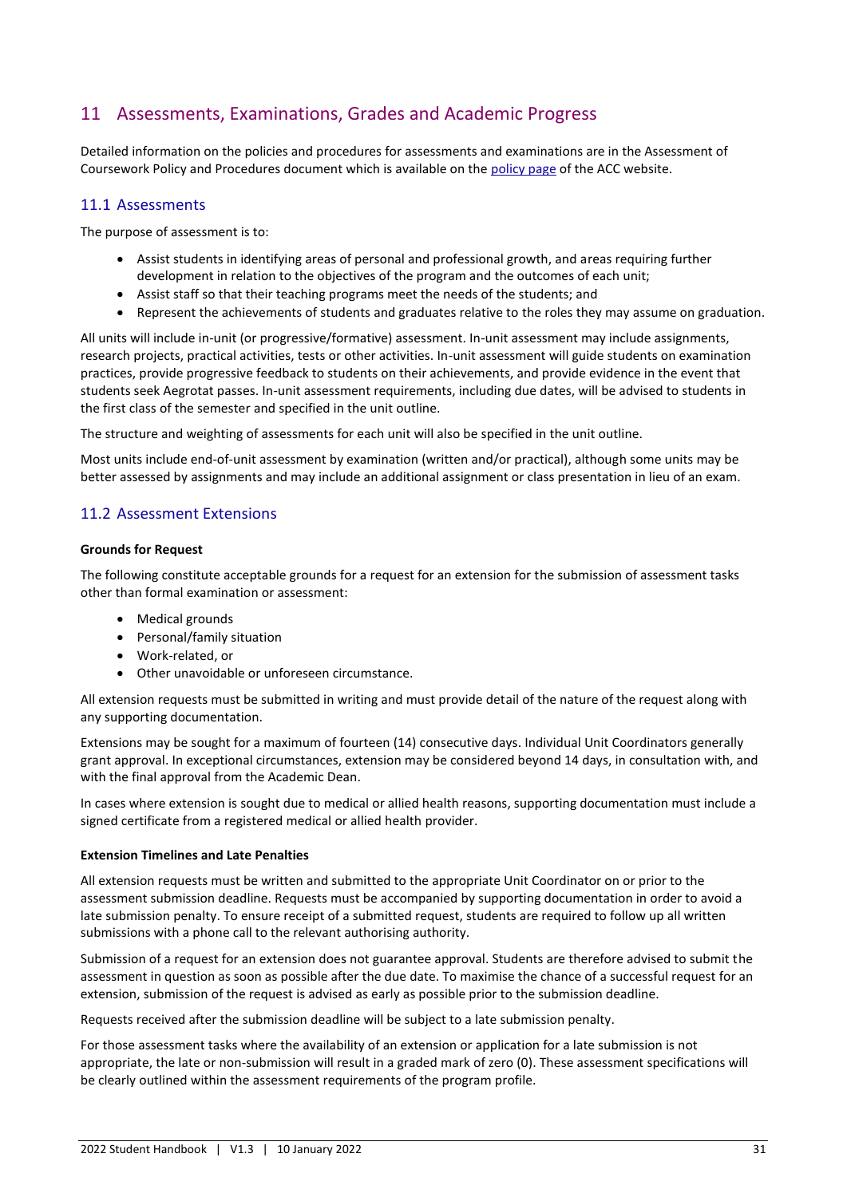# 11 Assessments, Examinations, Grades and Academic Progress

Detailed information on the policies and procedures for assessments and examinations are in the Assessment of Coursework Policy and Procedures document which is available on the policy page of the ACC website.

## 11.1 Assessments

The purpose of assessment is to:

- Assist students in identifying areas of personal and professional growth, and areas requiring further development in relation to the objectives of the program and the outcomes of each unit;
- Assist staff so that their teaching programs meet the needs of the students; and
- Represent the achievements of students and graduates relative to the roles they may assume on graduation.

All units will include in-unit (or progressive/formative) assessment. In-unit assessment may include assignments, research projects, practical activities, tests or other activities. In-unit assessment will guide students on examination practices, provide progressive feedback to students on their achievements, and provide evidence in the event that students seek Aegrotat passes. In-unit assessment requirements, including due dates, will be advised to students in the first class of the semester and specified in the unit outline.

The structure and weighting of assessments for each unit will also be specified in the unit outline.

Most units include end-of-unit assessment by examination (written and/or practical), although some units may be better assessed by assignments and may include an additional assignment or class presentation in lieu of an exam.

## 11.2 Assessment Extensions

**Grounds for Request**

The following constitute acceptable grounds for a request for an extension for the submission of assessment tasks other than formal examination or assessment:

- Medical grounds
- Personal/family situation
- Work-related, or
- Other unavoidable or unforeseen circumstance.

All extension requests must be submitted in writing and must provide detail of the nature of the request along with any supporting documentation.

Extensions may be sought for a maximum of fourteen (14) consecutive days. Individual Unit Coordinators generally grant approval. In exceptional circumstances, extension may be considered beyond 14 days, in consultation with, and with the final approval from the Academic Dean.

In cases where extension is sought due to medical or allied health reasons, supporting documentation must include a signed certificate from a registered medical or allied health provider.

**Extension Timelines and Late Penalties**

All extension requests must be written and submitted to the appropriate Unit Coordinator on or prior to the assessment submission deadline. Requests must be accompanied by supporting documentation in order to avoid a late submission penalty. To ensure receipt of a submitted request, students are required to follow up all written submissions with a phone call to the relevant authorising authority.

Submission of a request for an extension does not guarantee approval. Students are therefore advised to submit the assessment in question as soon as possible after the due date. To maximise the chance of a successful request for an extension, submission of the request is advised as early as possible prior to the submission deadline.

Requests received after the submission deadline will be subject to a late submission penalty.

For those assessment tasks where the availability of an extension or application for a late submission is not appropriate, the late or non-submission will result in a graded mark of zero (0). These assessment specifications will be clearly outlined within the assessment requirements of the program profile.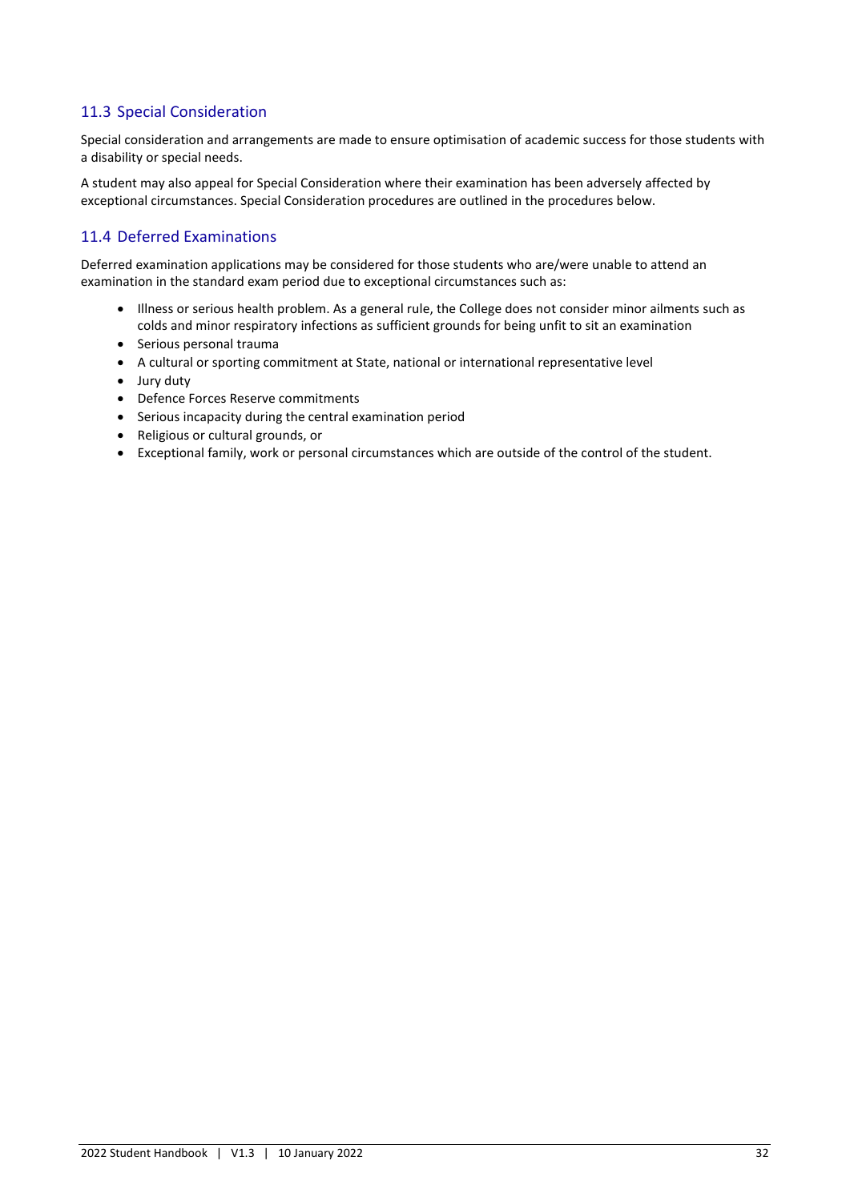### 11.3 Special Consideration

Special consideration and arrangements are made to ensure optimisation of academic success for those students with a disability or special needs.

A student may also appeal for Special Consideration where their examination has been adversely affected by exceptional circumstances. Special Consideration procedures are outlined in the procedures below.

### 11.4 Deferred Examinations

Deferred examination applications may be considered for those students who are/were unable to attend an examination in the standard exam period due to exceptional circumstances such as:

- Illness or serious health problem. As a general rule, the College does not consider minor ailments such as colds and minor respiratory infections as sufficient grounds for being unfit to sit an examination
- Serious personal trauma
- A cultural or sporting commitment at State, national or international representative level
- Jury duty
- Defence Forces Reserve commitments
- Serious incapacity during the central examination period
- Religious or cultural grounds, or
- Exceptional family, work or personal circumstances which are outside of the control of the student.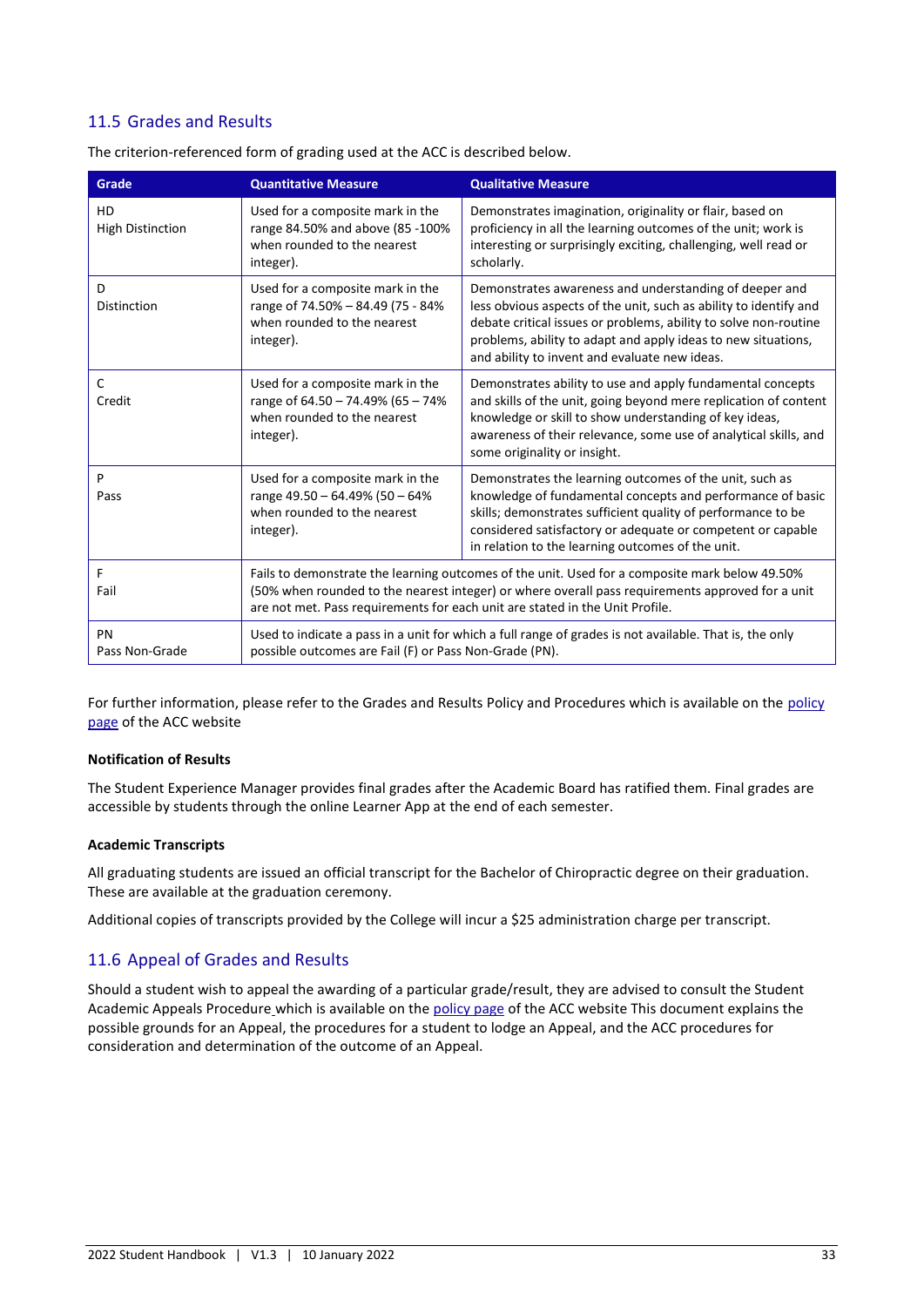## 11.5 Grades and Results

The criterion-referenced form of grading used at the ACC is described below.

| Grade | Quantitative Measure | Qualitative Measure |
|---|---|---|
| HD<br>High Distinction | Used for a composite mark in the range 84.50% and above (85 -100% when rounded to the nearest integer). | Demonstrates imagination, originality or flair, based on proficiency in all the learning outcomes of the unit; work is interesting or surprisingly exciting, challenging, well read or scholarly. |
| D<br>Distinction | Used for a composite mark in the range of 74.50% – 84.49 (75 - 84% when rounded to the nearest integer). | Demonstrates awareness and understanding of deeper and less obvious aspects of the unit, such as ability to identify and debate critical issues or problems, ability to solve non-routine problems, ability to adapt and apply ideas to new situations, and ability to invent and evaluate new ideas. |
| C<br>Credit | Used for a composite mark in the range of 64.50 – 74.49% (65 – 74% when rounded to the nearest integer). | Demonstrates ability to use and apply fundamental concepts and skills of the unit, going beyond mere replication of content knowledge or skill to show understanding of key ideas, awareness of their relevance, some use of analytical skills, and some originality or insight. |
| P<br>Pass | Used for a composite mark in the range 49.50 – 64.49% (50 – 64% when rounded to the nearest integer). | Demonstrates the learning outcomes of the unit, such as knowledge of fundamental concepts and performance of basic skills; demonstrates sufficient quality of performance to be considered satisfactory or adequate or competent or capable in relation to the learning outcomes of the unit. |
| F<br>Fail | Fails to demonstrate the learning outcomes of the unit. Used for a composite mark below 49.50% (50% when rounded to the nearest integer) or where overall pass requirements approved for a unit are not met. Pass requirements for each unit are stated in the Unit Profile. | |
| PN<br>Pass Non-Grade | Used to indicate a pass in a unit for which a full range of grades is not available. That is, the only possible outcomes are Fail (F) or Pass Non-Grade (PN). | |

For further information, please refer to the Grades and Results Policy and Procedures which is available on the policy page of the ACC website

**Notification of Results**

The Student Experience Manager provides final grades after the Academic Board has ratified them. Final grades are accessible by students through the online Learner App at the end of each semester.

**Academic Transcripts**

All graduating students are issued an official transcript for the Bachelor of Chiropractic degree on their graduation. These are available at the graduation ceremony.

Additional copies of transcripts provided by the College will incur a $25 administration charge per transcript.

## 11.6 Appeal of Grades and Results

Should a student wish to appeal the awarding of a particular grade/result, they are advised to consult the Student Academic Appeals Procedure which is available on the policy page of the ACC website This document explains the possible grounds for an Appeal, the procedures for a student to lodge an Appeal, and the ACC procedures for consideration and determination of the outcome of an Appeal.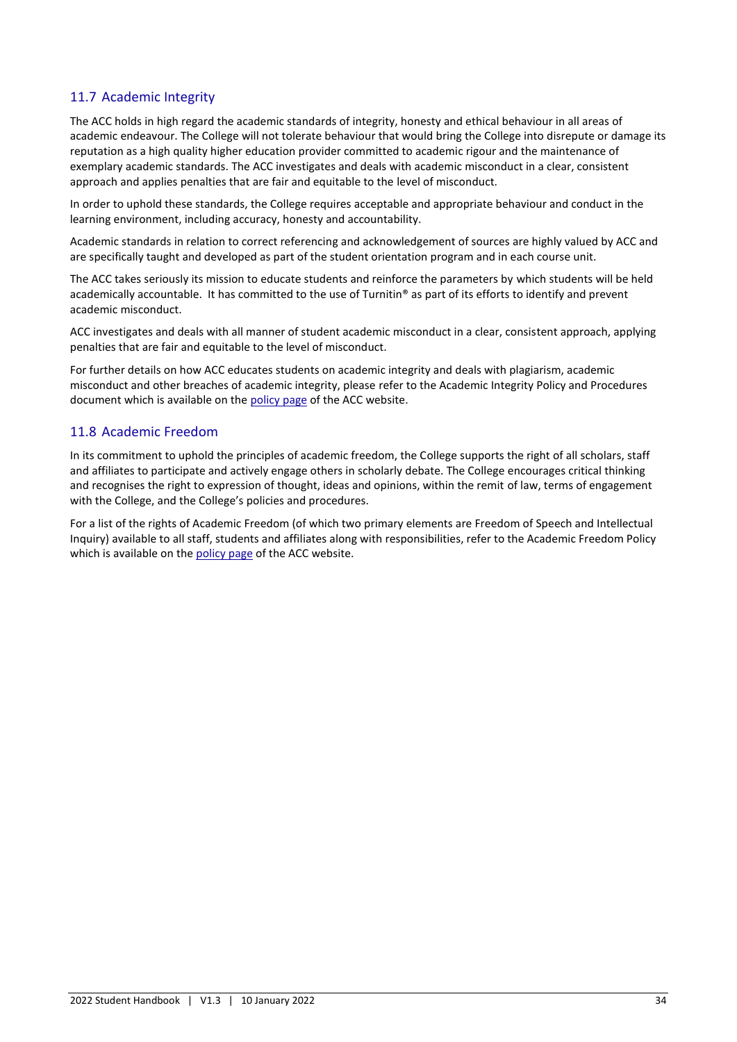## 11.7 Academic Integrity

The ACC holds in high regard the academic standards of integrity, honesty and ethical behaviour in all areas of academic endeavour. The College will not tolerate behaviour that would bring the College into disrepute or damage its reputation as a high quality higher education provider committed to academic rigour and the maintenance of exemplary academic standards. The ACC investigates and deals with academic misconduct in a clear, consistent approach and applies penalties that are fair and equitable to the level of misconduct.

In order to uphold these standards, the College requires acceptable and appropriate behaviour and conduct in the learning environment, including accuracy, honesty and accountability.

Academic standards in relation to correct referencing and acknowledgement of sources are highly valued by ACC and are specifically taught and developed as part of the student orientation program and in each course unit.

The ACC takes seriously its mission to educate students and reinforce the parameters by which students will be held academically accountable. It has committed to the use of Turnitin® as part of its efforts to identify and prevent academic misconduct.

ACC investigates and deals with all manner of student academic misconduct in a clear, consistent approach, applying penalties that are fair and equitable to the level of misconduct.

For further details on how ACC educates students on academic integrity and deals with plagiarism, academic misconduct and other breaches of academic integrity, please refer to the Academic Integrity Policy and Procedures document which is available on the policy page of the ACC website.

## 11.8 Academic Freedom

In its commitment to uphold the principles of academic freedom, the College supports the right of all scholars, staff and affiliates to participate and actively engage others in scholarly debate. The College encourages critical thinking and recognises the right to expression of thought, ideas and opinions, within the remit of law, terms of engagement with the College, and the College's policies and procedures.

For a list of the rights of Academic Freedom (of which two primary elements are Freedom of Speech and Intellectual Inquiry) available to all staff, students and affiliates along with responsibilities, refer to the Academic Freedom Policy which is available on the policy page of the ACC website.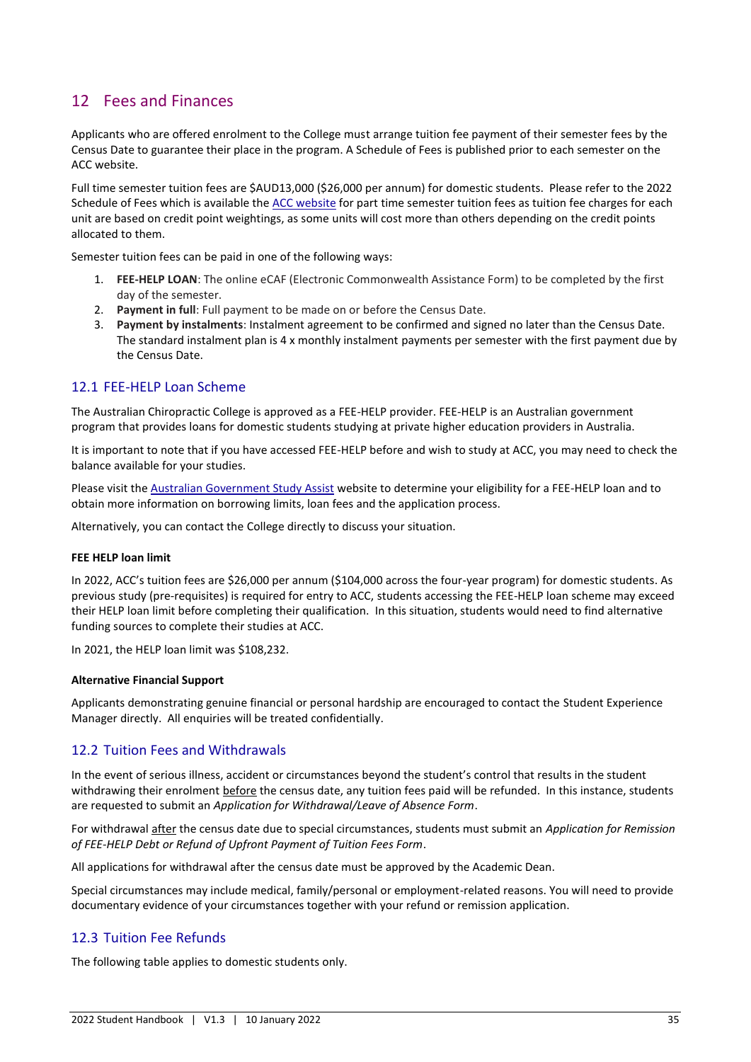## 12 Fees and Finances

Applicants who are offered enrolment to the College must arrange tuition fee payment of their semester fees by the Census Date to guarantee their place in the program. A Schedule of Fees is published prior to each semester on the ACC website.

Full time semester tuition fees are $AUD13,000 ($26,000 per annum) for domestic students. Please refer to the 2022 Schedule of Fees which is available the ACC website for part time semester tuition fees as tuition fee charges for each unit are based on credit point weightings, as some units will cost more than others depending on the credit points allocated to them.

Semester tuition fees can be paid in one of the following ways:

1. **FEE-HELP LOAN**: The online eCAF (Electronic Commonwealth Assistance Form) to be completed by the first day of the semester.
2. **Payment in full**: Full payment to be made on or before the Census Date.
3. **Payment by instalments**: Instalment agreement to be confirmed and signed no later than the Census Date. The standard instalment plan is 4 x monthly instalment payments per semester with the first payment due by the Census Date.

### 12.1 FEE-HELP Loan Scheme

The Australian Chiropractic College is approved as a FEE-HELP provider. FEE-HELP is an Australian government program that provides loans for domestic students studying at private higher education providers in Australia.

It is important to note that if you have accessed FEE-HELP before and wish to study at ACC, you may need to check the balance available for your studies.

Please visit the Australian Government Study Assist website to determine your eligibility for a FEE-HELP loan and to obtain more information on borrowing limits, loan fees and the application process.

Alternatively, you can contact the College directly to discuss your situation.

**FEE HELP loan limit**

In 2022, ACC's tuition fees are $26,000 per annum ($104,000 across the four-year program) for domestic students. As previous study (pre-requisites) is required for entry to ACC, students accessing the FEE-HELP loan scheme may exceed their HELP loan limit before completing their qualification. In this situation, students would need to find alternative funding sources to complete their studies at ACC.

In 2021, the HELP loan limit was $108,232.

**Alternative Financial Support**

Applicants demonstrating genuine financial or personal hardship are encouraged to contact the Student Experience Manager directly. All enquiries will be treated confidentially.

### 12.2 Tuition Fees and Withdrawals

In the event of serious illness, accident or circumstances beyond the student's control that results in the student withdrawing their enrolment before the census date, any tuition fees paid will be refunded. In this instance, students are requested to submit an *Application for Withdrawal/Leave of Absence Form*.

For withdrawal after the census date due to special circumstances, students must submit an *Application for Remission of FEE-HELP Debt or Refund of Upfront Payment of Tuition Fees Form*.

All applications for withdrawal after the census date must be approved by the Academic Dean.

Special circumstances may include medical, family/personal or employment-related reasons. You will need to provide documentary evidence of your circumstances together with your refund or remission application.

### 12.3 Tuition Fee Refunds

The following table applies to domestic students only.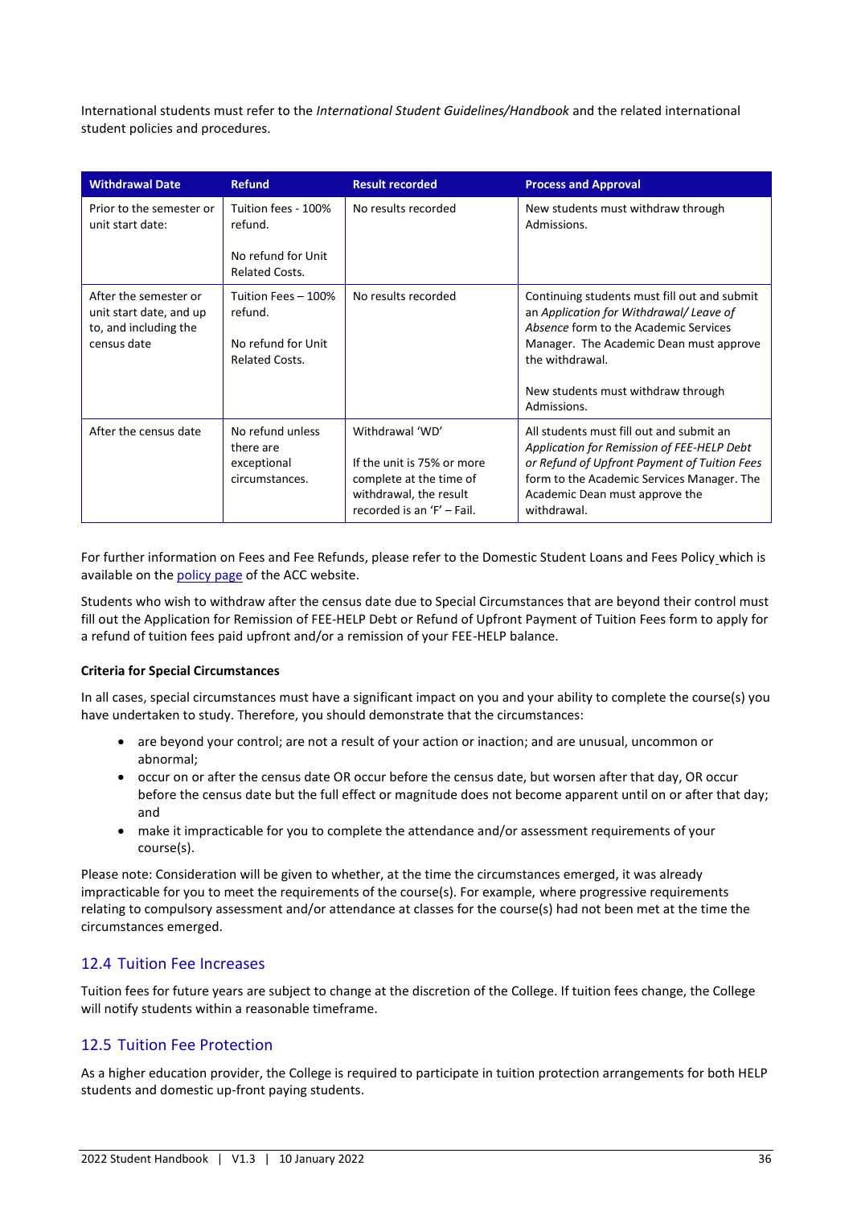International students must refer to the *International Student Guidelines/Handbook* and the related international student policies and procedures.

| Withdrawal Date | Refund | Result recorded | Process and Approval |
|---|---|---|---|
| Prior to the semester or unit start date: | Tuition fees - 100% refund.<br><br>No refund for Unit Related Costs. | No results recorded | New students must withdraw through Admissions. |
| After the semester or unit start date, and up to, and including the census date | Tuition Fees – 100% refund.<br><br>No refund for Unit Related Costs. | No results recorded | Continuing students must fill out and submit an *Application for Withdrawal/ Leave of Absence* form to the Academic Services Manager. The Academic Dean must approve the withdrawal.<br><br>New students must withdraw through Admissions. |
| After the census date | No refund unless there are exceptional circumstances. | Withdrawal 'WD'<br><br>If the unit is 75% or more complete at the time of withdrawal, the result recorded is an 'F' – Fail. | All students must fill out and submit an *Application for Remission of FEE-HELP Debt or Refund of Upfront Payment of Tuition Fees* form to the Academic Services Manager. The Academic Dean must approve the withdrawal. |

For further information on Fees and Fee Refunds, please refer to the Domestic Student Loans and Fees Policy which is available on the [policy page](policy page) of the ACC website.

Students who wish to withdraw after the census date due to Special Circumstances that are beyond their control must fill out the Application for Remission of FEE-HELP Debt or Refund of Upfront Payment of Tuition Fees form to apply for a refund of tuition fees paid upfront and/or a remission of your FEE-HELP balance.

**Criteria for Special Circumstances**

In all cases, special circumstances must have a significant impact on you and your ability to complete the course(s) you have undertaken to study. Therefore, you should demonstrate that the circumstances:

- are beyond your control; are not a result of your action or inaction; and are unusual, uncommon or abnormal;
- occur on or after the census date OR occur before the census date, but worsen after that day, OR occur before the census date but the full effect or magnitude does not become apparent until on or after that day; and
- make it impracticable for you to complete the attendance and/or assessment requirements of your course(s).

Please note: Consideration will be given to whether, at the time the circumstances emerged, it was already impracticable for you to meet the requirements of the course(s). For example, where progressive requirements relating to compulsory assessment and/or attendance at classes for the course(s) had not been met at the time the circumstances emerged.

## 12.4 Tuition Fee Increases

Tuition fees for future years are subject to change at the discretion of the College. If tuition fees change, the College will notify students within a reasonable timeframe.

## 12.5 Tuition Fee Protection

As a higher education provider, the College is required to participate in tuition protection arrangements for both HELP students and domestic up-front paying students.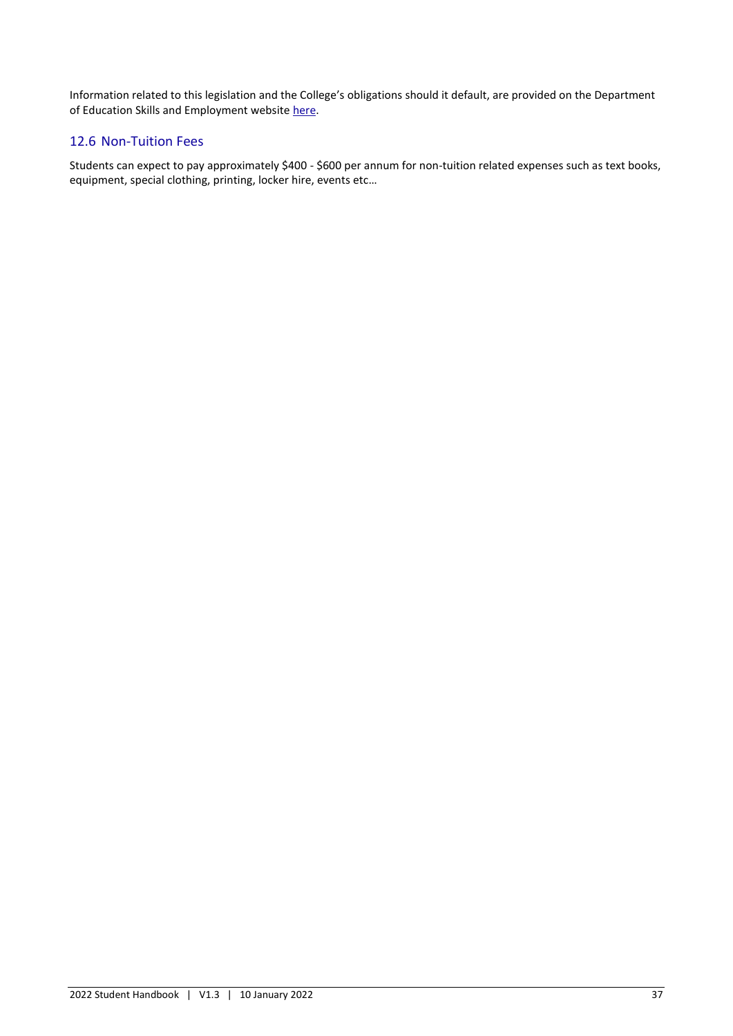Information related to this legislation and the College's obligations should it default, are provided on the Department of Education Skills and Employment website here.

### 12.6 Non-Tuition Fees

Students can expect to pay approximately $400 - $600 per annum for non-tuition related expenses such as text books, equipment, special clothing, printing, locker hire, events etc…